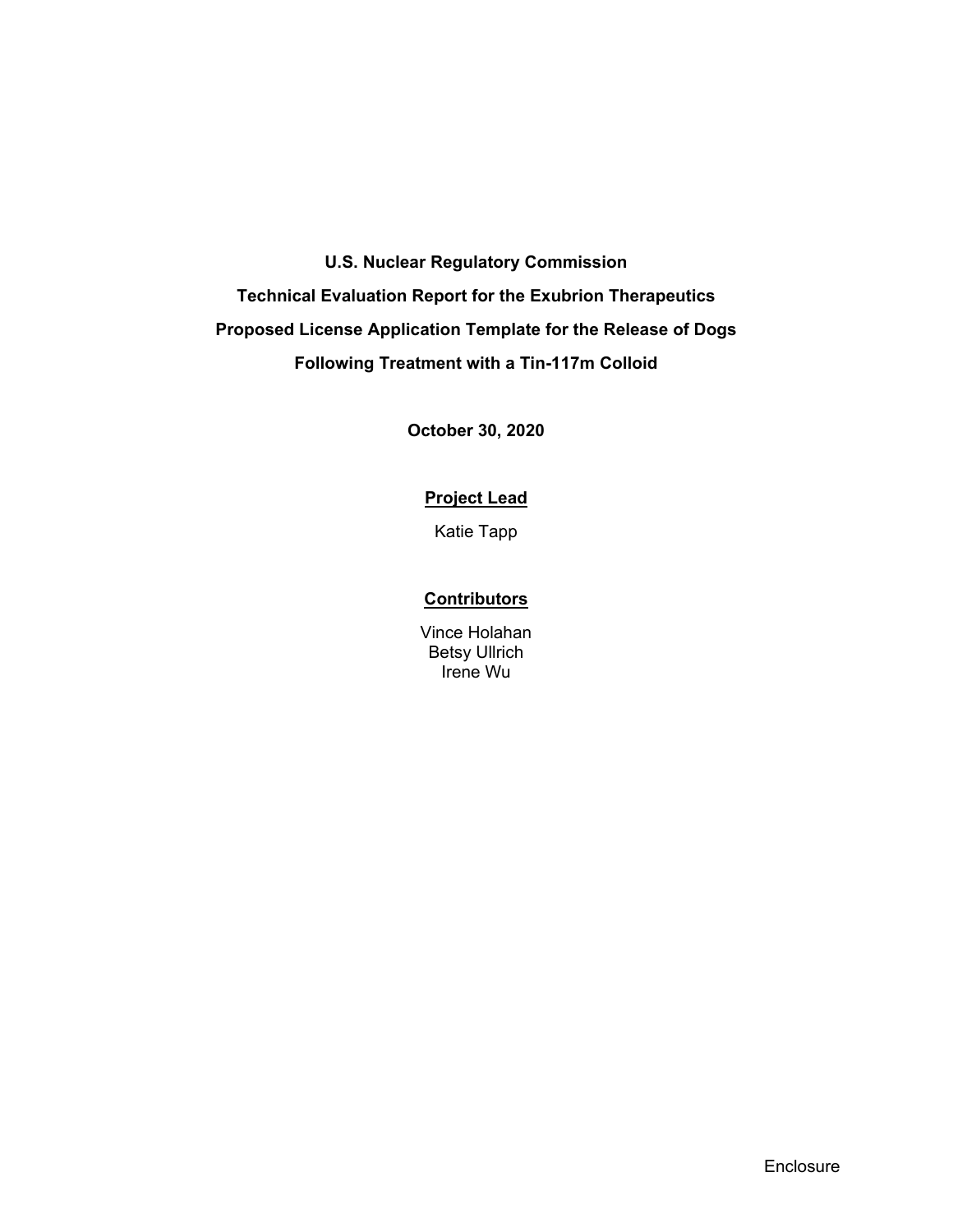# U.S. Nuclear Regulatory Commission

# Technical Evaluation Report for the Exubrion Therapeutics Proposed License Application Template for the Release of Dogs Following Treatment with a Tin-117m Colloid

**October 30, 2020**

**Project Lead**

Katie Tapp

**Contributors**

Vince Holahan
Betsy Ullrich
Irene Wu

Enclosure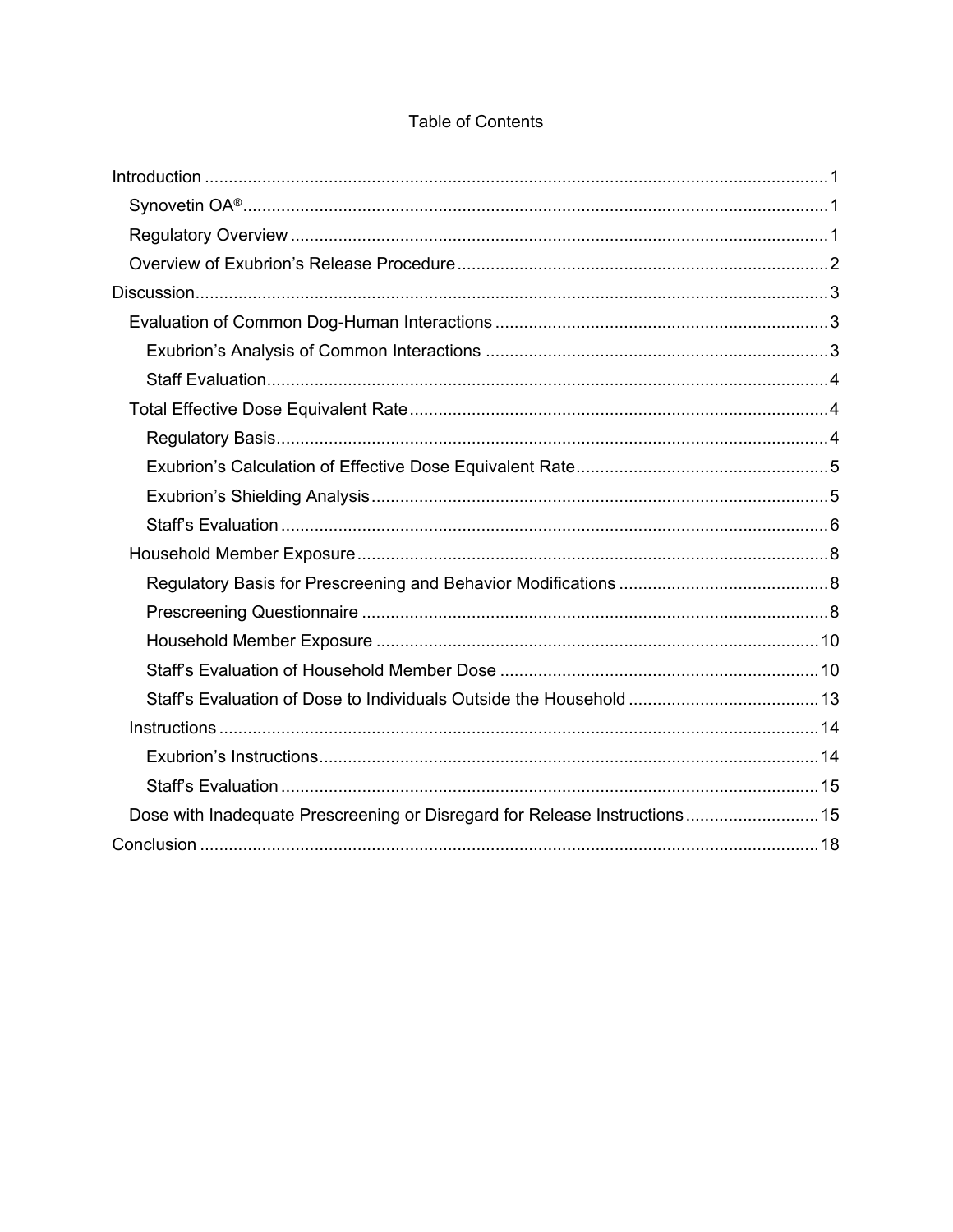# Table of Contents

- Introduction ... 1
  - Synovetin OA® ... 1
  - Regulatory Overview ... 1
  - Overview of Exubrion's Release Procedure ... 2
- Discussion ... 3
  - Evaluation of Common Dog-Human Interactions ... 3
    - Exubrion's Analysis of Common Interactions ... 3
    - Staff Evaluation ... 4
  - Total Effective Dose Equivalent Rate ... 4
    - Regulatory Basis ... 4
    - Exubrion's Calculation of Effective Dose Equivalent Rate ... 5
    - Exubrion's Shielding Analysis ... 5
    - Staff's Evaluation ... 6
  - Household Member Exposure ... 8
    - Regulatory Basis for Prescreening and Behavior Modifications ... 8
    - Prescreening Questionnaire ... 8
    - Household Member Exposure ... 10
    - Staff's Evaluation of Household Member Dose ... 10
    - Staff's Evaluation of Dose to Individuals Outside the Household ... 13
  - Instructions ... 14
    - Exubrion's Instructions ... 14
    - Staff's Evaluation ... 15
  - Dose with Inadequate Prescreening or Disregard for Release Instructions ... 15
- Conclusion ... 18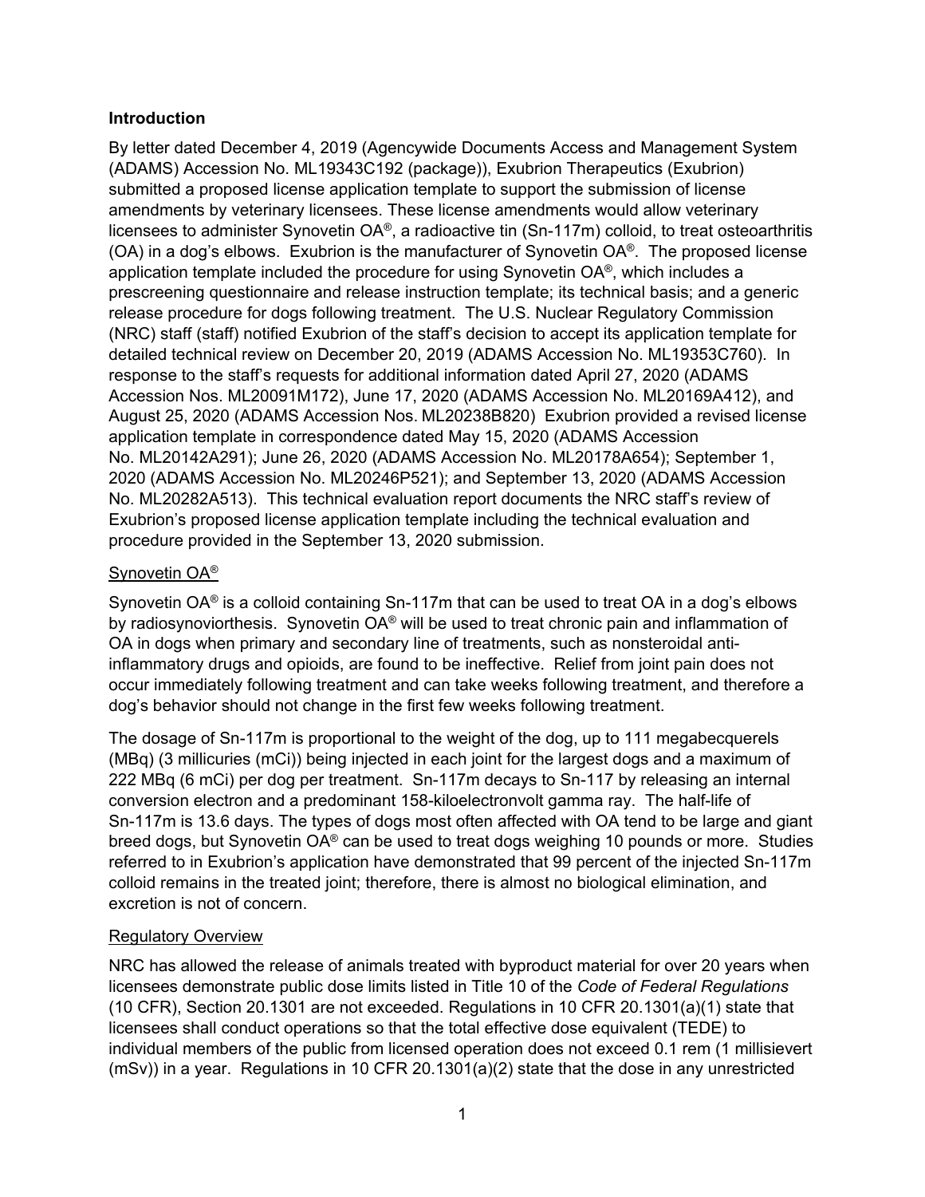**Introduction**

By letter dated December 4, 2019 (Agencywide Documents Access and Management System (ADAMS) Accession No. ML19343C192 (package)), Exubrion Therapeutics (Exubrion) submitted a proposed license application template to support the submission of license amendments by veterinary licensees. These license amendments would allow veterinary licensees to administer Synovetin OA®, a radioactive tin (Sn-117m) colloid, to treat osteoarthritis (OA) in a dog's elbows. Exubrion is the manufacturer of Synovetin OA®. The proposed license application template included the procedure for using Synovetin OA®, which includes a prescreening questionnaire and release instruction template; its technical basis; and a generic release procedure for dogs following treatment. The U.S. Nuclear Regulatory Commission (NRC) staff (staff) notified Exubrion of the staff's decision to accept its application template for detailed technical review on December 20, 2019 (ADAMS Accession No. ML19353C760). In response to the staff's requests for additional information dated April 27, 2020 (ADAMS Accession Nos. ML20091M172), June 17, 2020 (ADAMS Accession No. ML20169A412), and August 25, 2020 (ADAMS Accession Nos. ML20238B820) Exubrion provided a revised license application template in correspondence dated May 15, 2020 (ADAMS Accession No. ML20142A291); June 26, 2020 (ADAMS Accession No. ML20178A654); September 1, 2020 (ADAMS Accession No. ML20246P521); and September 13, 2020 (ADAMS Accession No. ML20282A513). This technical evaluation report documents the NRC staff's review of Exubrion's proposed license application template including the technical evaluation and procedure provided in the September 13, 2020 submission.

Synovetin OA®

Synovetin OA® is a colloid containing Sn-117m that can be used to treat OA in a dog's elbows by radiosynoviorthesis. Synovetin OA® will be used to treat chronic pain and inflammation of OA in dogs when primary and secondary line of treatments, such as nonsteroidal anti-inflammatory drugs and opioids, are found to be ineffective. Relief from joint pain does not occur immediately following treatment and can take weeks following treatment, and therefore a dog's behavior should not change in the first few weeks following treatment.

The dosage of Sn-117m is proportional to the weight of the dog, up to 111 megabecquerels (MBq) (3 millicuries (mCi)) being injected in each joint for the largest dogs and a maximum of 222 MBq (6 mCi) per dog per treatment. Sn-117m decays to Sn-117 by releasing an internal conversion electron and a predominant 158-kiloelectronvolt gamma ray. The half-life of Sn-117m is 13.6 days. The types of dogs most often affected with OA tend to be large and giant breed dogs, but Synovetin OA® can be used to treat dogs weighing 10 pounds or more. Studies referred to in Exubrion's application have demonstrated that 99 percent of the injected Sn-117m colloid remains in the treated joint; therefore, there is almost no biological elimination, and excretion is not of concern.

Regulatory Overview

NRC has allowed the release of animals treated with byproduct material for over 20 years when licensees demonstrate public dose limits listed in Title 10 of the *Code of Federal Regulations* (10 CFR), Section 20.1301 are not exceeded. Regulations in 10 CFR 20.1301(a)(1) state that licensees shall conduct operations so that the total effective dose equivalent (TEDE) to individual members of the public from licensed operation does not exceed 0.1 rem (1 millisievert (mSv)) in a year. Regulations in 10 CFR 20.1301(a)(2) state that the dose in any unrestricted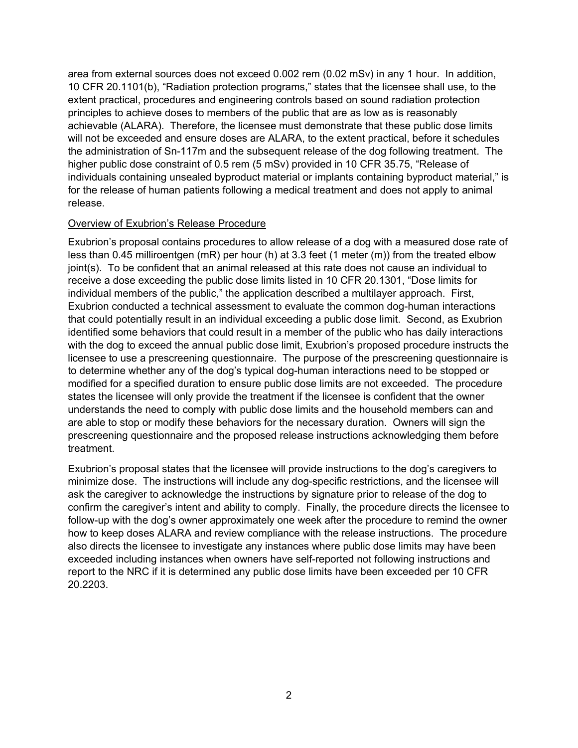area from external sources does not exceed 0.002 rem (0.02 mSv) in any 1 hour. In addition, 10 CFR 20.1101(b), "Radiation protection programs," states that the licensee shall use, to the extent practical, procedures and engineering controls based on sound radiation protection principles to achieve doses to members of the public that are as low as is reasonably achievable (ALARA). Therefore, the licensee must demonstrate that these public dose limits will not be exceeded and ensure doses are ALARA, to the extent practical, before it schedules the administration of Sn-117m and the subsequent release of the dog following treatment. The higher public dose constraint of 0.5 rem (5 mSv) provided in 10 CFR 35.75, "Release of individuals containing unsealed byproduct material or implants containing byproduct material," is for the release of human patients following a medical treatment and does not apply to animal release.

<u>Overview of Exubrion's Release Procedure</u>

Exubrion's proposal contains procedures to allow release of a dog with a measured dose rate of less than 0.45 milliroentgen (mR) per hour (h) at 3.3 feet (1 meter (m)) from the treated elbow joint(s). To be confident that an animal released at this rate does not cause an individual to receive a dose exceeding the public dose limits listed in 10 CFR 20.1301, "Dose limits for individual members of the public," the application described a multilayer approach. First, Exubrion conducted a technical assessment to evaluate the common dog-human interactions that could potentially result in an individual exceeding a public dose limit. Second, as Exubrion identified some behaviors that could result in a member of the public who has daily interactions with the dog to exceed the annual public dose limit, Exubrion's proposed procedure instructs the licensee to use a prescreening questionnaire. The purpose of the prescreening questionnaire is to determine whether any of the dog's typical dog-human interactions need to be stopped or modified for a specified duration to ensure public dose limits are not exceeded. The procedure states the licensee will only provide the treatment if the licensee is confident that the owner understands the need to comply with public dose limits and the household members can and are able to stop or modify these behaviors for the necessary duration. Owners will sign the prescreening questionnaire and the proposed release instructions acknowledging them before treatment.

Exubrion's proposal states that the licensee will provide instructions to the dog's caregivers to minimize dose. The instructions will include any dog-specific restrictions, and the licensee will ask the caregiver to acknowledge the instructions by signature prior to release of the dog to confirm the caregiver's intent and ability to comply. Finally, the procedure directs the licensee to follow-up with the dog's owner approximately one week after the procedure to remind the owner how to keep doses ALARA and review compliance with the release instructions. The procedure also directs the licensee to investigate any instances where public dose limits may have been exceeded including instances when owners have self-reported not following instructions and report to the NRC if it is determined any public dose limits have been exceeded per 10 CFR 20.2203.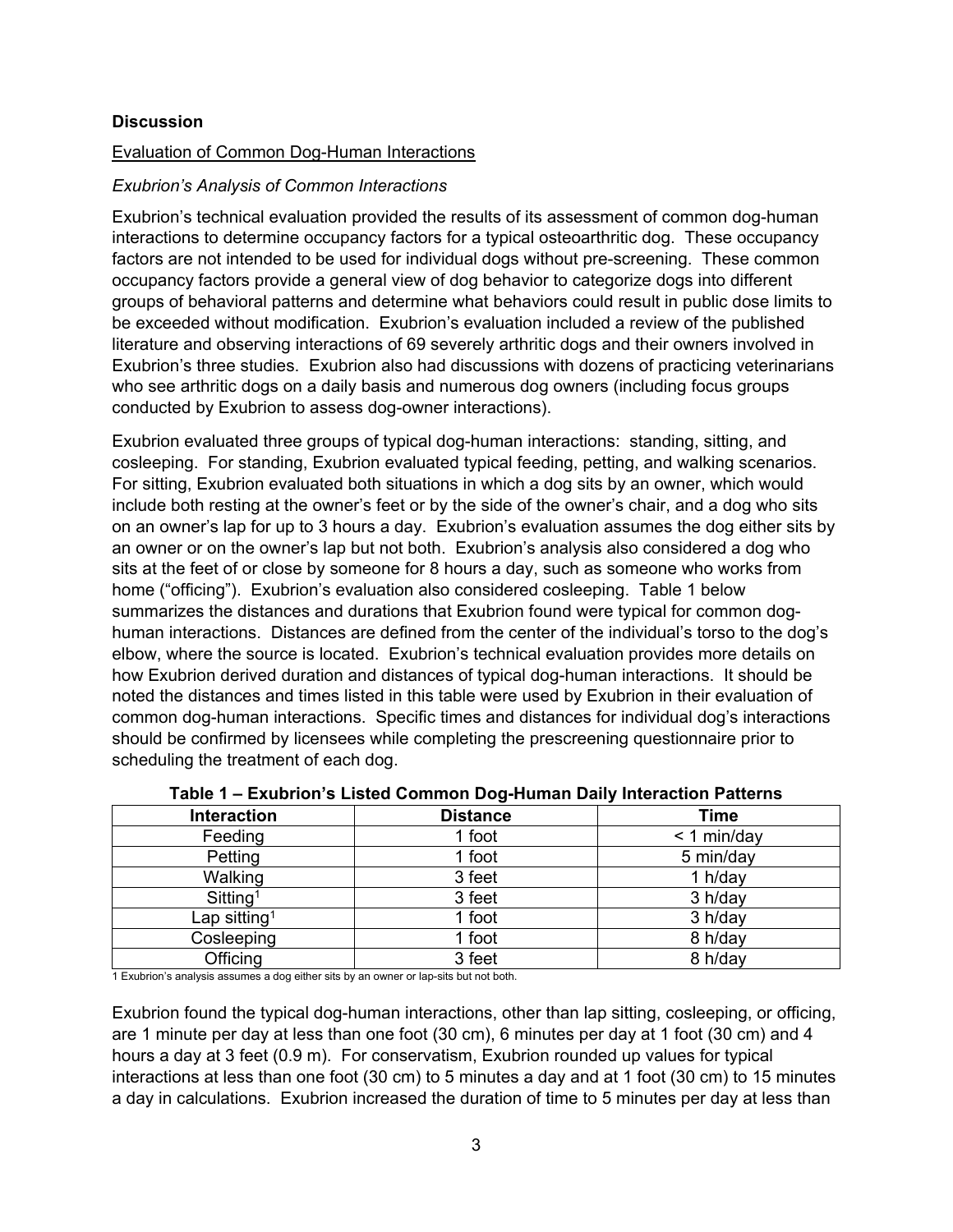**Discussion**

Evaluation of Common Dog-Human Interactions

*Exubrion's Analysis of Common Interactions*

Exubrion's technical evaluation provided the results of its assessment of common dog-human interactions to determine occupancy factors for a typical osteoarthritic dog. These occupancy factors are not intended to be used for individual dogs without pre-screening. These common occupancy factors provide a general view of dog behavior to categorize dogs into different groups of behavioral patterns and determine what behaviors could result in public dose limits to be exceeded without modification. Exubrion's evaluation included a review of the published literature and observing interactions of 69 severely arthritic dogs and their owners involved in Exubrion's three studies. Exubrion also had discussions with dozens of practicing veterinarians who see arthritic dogs on a daily basis and numerous dog owners (including focus groups conducted by Exubrion to assess dog-owner interactions).

Exubrion evaluated three groups of typical dog-human interactions: standing, sitting, and cosleeping. For standing, Exubrion evaluated typical feeding, petting, and walking scenarios. For sitting, Exubrion evaluated both situations in which a dog sits by an owner, which would include both resting at the owner's feet or by the side of the owner's chair, and a dog who sits on an owner's lap for up to 3 hours a day. Exubrion's evaluation assumes the dog either sits by an owner or on the owner's lap but not both. Exubrion's analysis also considered a dog who sits at the feet of or close by someone for 8 hours a day, such as someone who works from home ("officing"). Exubrion's evaluation also considered cosleeping. Table 1 below summarizes the distances and durations that Exubrion found were typical for common dog-human interactions. Distances are defined from the center of the individual's torso to the dog's elbow, where the source is located. Exubrion's technical evaluation provides more details on how Exubrion derived duration and distances of typical dog-human interactions. It should be noted the distances and times listed in this table were used by Exubrion in their evaluation of common dog-human interactions. Specific times and distances for individual dog's interactions should be confirmed by licensees while completing the prescreening questionnaire prior to scheduling the treatment of each dog.

**Table 1 – Exubrion's Listed Common Dog-Human Daily Interaction Patterns**

| Interaction | Distance | Time |
|---|---|---|
| Feeding | 1 foot | < 1 min/day |
| Petting | 1 foot | 5 min/day |
| Walking | 3 feet | 1 h/day |
| Sitting[1] | 3 feet | 3 h/day |
| Lap sitting[1] | 1 foot | 3 h/day |
| Cosleeping | 1 foot | 8 h/day |
| Officing | 3 feet | 8 h/day |

1 Exubrion's analysis assumes a dog either sits by an owner or lap-sits but not both.

Exubrion found the typical dog-human interactions, other than lap sitting, cosleeping, or officing, are 1 minute per day at less than one foot (30 cm), 6 minutes per day at 1 foot (30 cm) and 4 hours a day at 3 feet (0.9 m). For conservatism, Exubrion rounded up values for typical interactions at less than one foot (30 cm) to 5 minutes a day and at 1 foot (30 cm) to 15 minutes a day in calculations. Exubrion increased the duration of time to 5 minutes per day at less than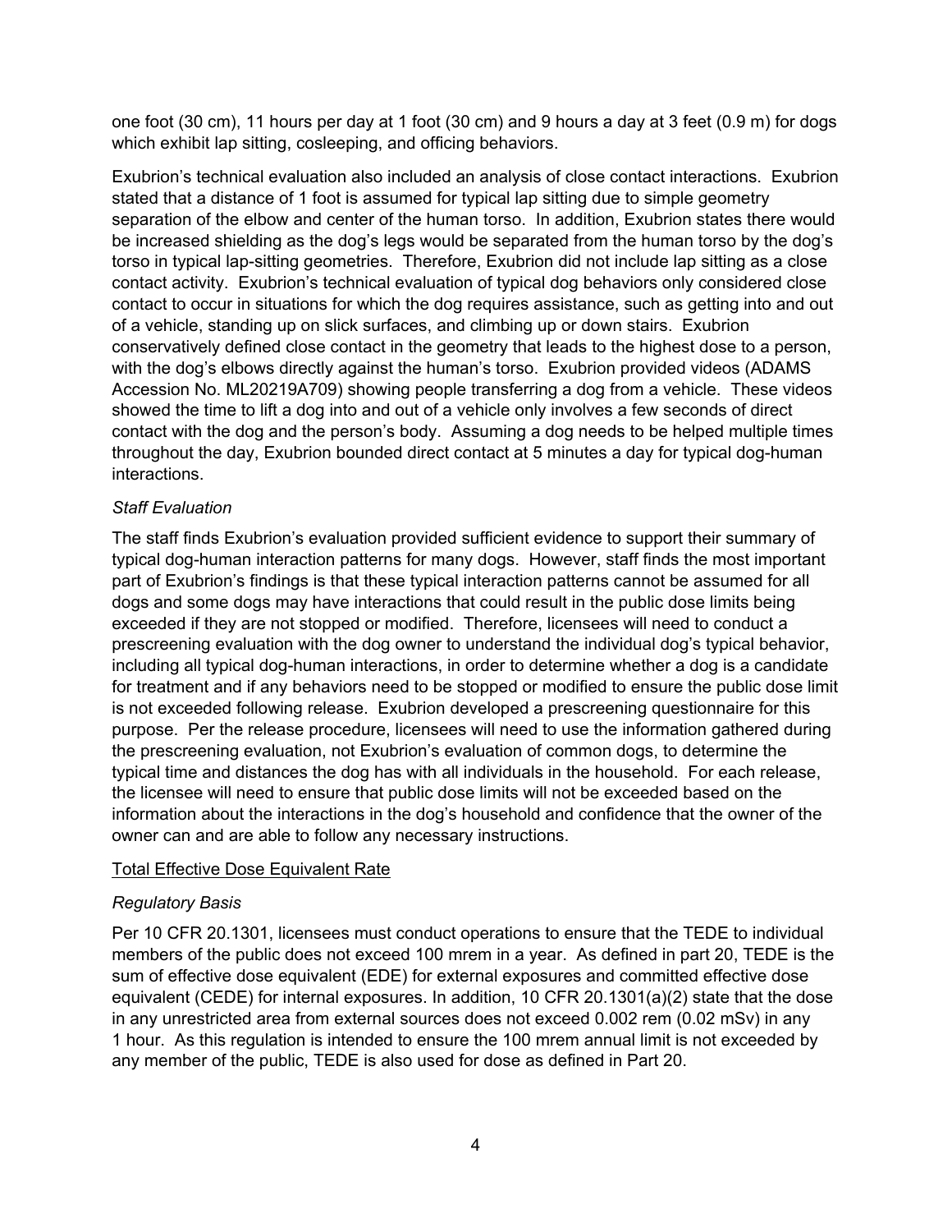one foot (30 cm), 11 hours per day at 1 foot (30 cm) and 9 hours a day at 3 feet (0.9 m) for dogs which exhibit lap sitting, cosleeping, and officing behaviors.

Exubrion's technical evaluation also included an analysis of close contact interactions. Exubrion stated that a distance of 1 foot is assumed for typical lap sitting due to simple geometry separation of the elbow and center of the human torso. In addition, Exubrion states there would be increased shielding as the dog's legs would be separated from the human torso by the dog's torso in typical lap-sitting geometries. Therefore, Exubrion did not include lap sitting as a close contact activity. Exubrion's technical evaluation of typical dog behaviors only considered close contact to occur in situations for which the dog requires assistance, such as getting into and out of a vehicle, standing up on slick surfaces, and climbing up or down stairs. Exubrion conservatively defined close contact in the geometry that leads to the highest dose to a person, with the dog's elbows directly against the human's torso. Exubrion provided videos (ADAMS Accession No. ML20219A709) showing people transferring a dog from a vehicle. These videos showed the time to lift a dog into and out of a vehicle only involves a few seconds of direct contact with the dog and the person's body. Assuming a dog needs to be helped multiple times throughout the day, Exubrion bounded direct contact at 5 minutes a day for typical dog-human interactions.

*Staff Evaluation*

The staff finds Exubrion's evaluation provided sufficient evidence to support their summary of typical dog-human interaction patterns for many dogs. However, staff finds the most important part of Exubrion's findings is that these typical interaction patterns cannot be assumed for all dogs and some dogs may have interactions that could result in the public dose limits being exceeded if they are not stopped or modified. Therefore, licensees will need to conduct a prescreening evaluation with the dog owner to understand the individual dog's typical behavior, including all typical dog-human interactions, in order to determine whether a dog is a candidate for treatment and if any behaviors need to be stopped or modified to ensure the public dose limit is not exceeded following release. Exubrion developed a prescreening questionnaire for this purpose. Per the release procedure, licensees will need to use the information gathered during the prescreening evaluation, not Exubrion's evaluation of common dogs, to determine the typical time and distances the dog has with all individuals in the household. For each release, the licensee will need to ensure that public dose limits will not be exceeded based on the information about the interactions in the dog's household and confidence that the owner of the owner can and are able to follow any necessary instructions.

Total Effective Dose Equivalent Rate

*Regulatory Basis*

Per 10 CFR 20.1301, licensees must conduct operations to ensure that the TEDE to individual members of the public does not exceed 100 mrem in a year. As defined in part 20, TEDE is the sum of effective dose equivalent (EDE) for external exposures and committed effective dose equivalent (CEDE) for internal exposures. In addition, 10 CFR 20.1301(a)(2) state that the dose in any unrestricted area from external sources does not exceed 0.002 rem (0.02 mSv) in any 1 hour. As this regulation is intended to ensure the 100 mrem annual limit is not exceeded by any member of the public, TEDE is also used for dose as defined in Part 20.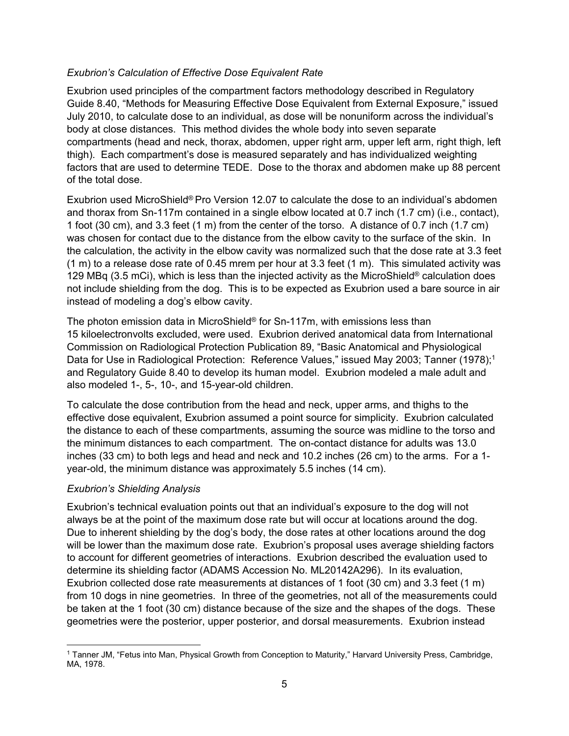*Exubrion's Calculation of Effective Dose Equivalent Rate*

Exubrion used principles of the compartment factors methodology described in Regulatory Guide 8.40, "Methods for Measuring Effective Dose Equivalent from External Exposure," issued July 2010, to calculate dose to an individual, as dose will be nonuniform across the individual's body at close distances. This method divides the whole body into seven separate compartments (head and neck, thorax, abdomen, upper right arm, upper left arm, right thigh, left thigh). Each compartment's dose is measured separately and has individualized weighting factors that are used to determine TEDE. Dose to the thorax and abdomen make up 88 percent of the total dose.

Exubrion used MicroShield® Pro Version 12.07 to calculate the dose to an individual's abdomen and thorax from Sn-117m contained in a single elbow located at 0.7 inch (1.7 cm) (i.e., contact), 1 foot (30 cm), and 3.3 feet (1 m) from the center of the torso. A distance of 0.7 inch (1.7 cm) was chosen for contact due to the distance from the elbow cavity to the surface of the skin. In the calculation, the activity in the elbow cavity was normalized such that the dose rate at 3.3 feet (1 m) to a release dose rate of 0.45 mrem per hour at 3.3 feet (1 m). This simulated activity was 129 MBq (3.5 mCi), which is less than the injected activity as the MicroShield® calculation does not include shielding from the dog. This is to be expected as Exubrion used a bare source in air instead of modeling a dog's elbow cavity.

The photon emission data in MicroShield® for Sn-117m, with emissions less than 15 kiloelectronvolts excluded, were used. Exubrion derived anatomical data from International Commission on Radiological Protection Publication 89, "Basic Anatomical and Physiological Data for Use in Radiological Protection: Reference Values," issued May 2003; Tanner (1978);[1] and Regulatory Guide 8.40 to develop its human model. Exubrion modeled a male adult and also modeled 1-, 5-, 10-, and 15-year-old children.

To calculate the dose contribution from the head and neck, upper arms, and thighs to the effective dose equivalent, Exubrion assumed a point source for simplicity. Exubrion calculated the distance to each of these compartments, assuming the source was midline to the torso and the minimum distances to each compartment. The on-contact distance for adults was 13.0 inches (33 cm) to both legs and head and neck and 10.2 inches (26 cm) to the arms. For a 1-year-old, the minimum distance was approximately 5.5 inches (14 cm).

*Exubrion's Shielding Analysis*

Exubrion's technical evaluation points out that an individual's exposure to the dog will not always be at the point of the maximum dose rate but will occur at locations around the dog. Due to inherent shielding by the dog's body, the dose rates at other locations around the dog will be lower than the maximum dose rate. Exubrion's proposal uses average shielding factors to account for different geometries of interactions. Exubrion described the evaluation used to determine its shielding factor (ADAMS Accession No. ML20142A296). In its evaluation, Exubrion collected dose rate measurements at distances of 1 foot (30 cm) and 3.3 feet (1 m) from 10 dogs in nine geometries. In three of the geometries, not all of the measurements could be taken at the 1 foot (30 cm) distance because of the size and the shapes of the dogs. These geometries were the posterior, upper posterior, and dorsal measurements. Exubrion instead

[1] Tanner JM, "Fetus into Man, Physical Growth from Conception to Maturity," Harvard University Press, Cambridge, MA, 1978.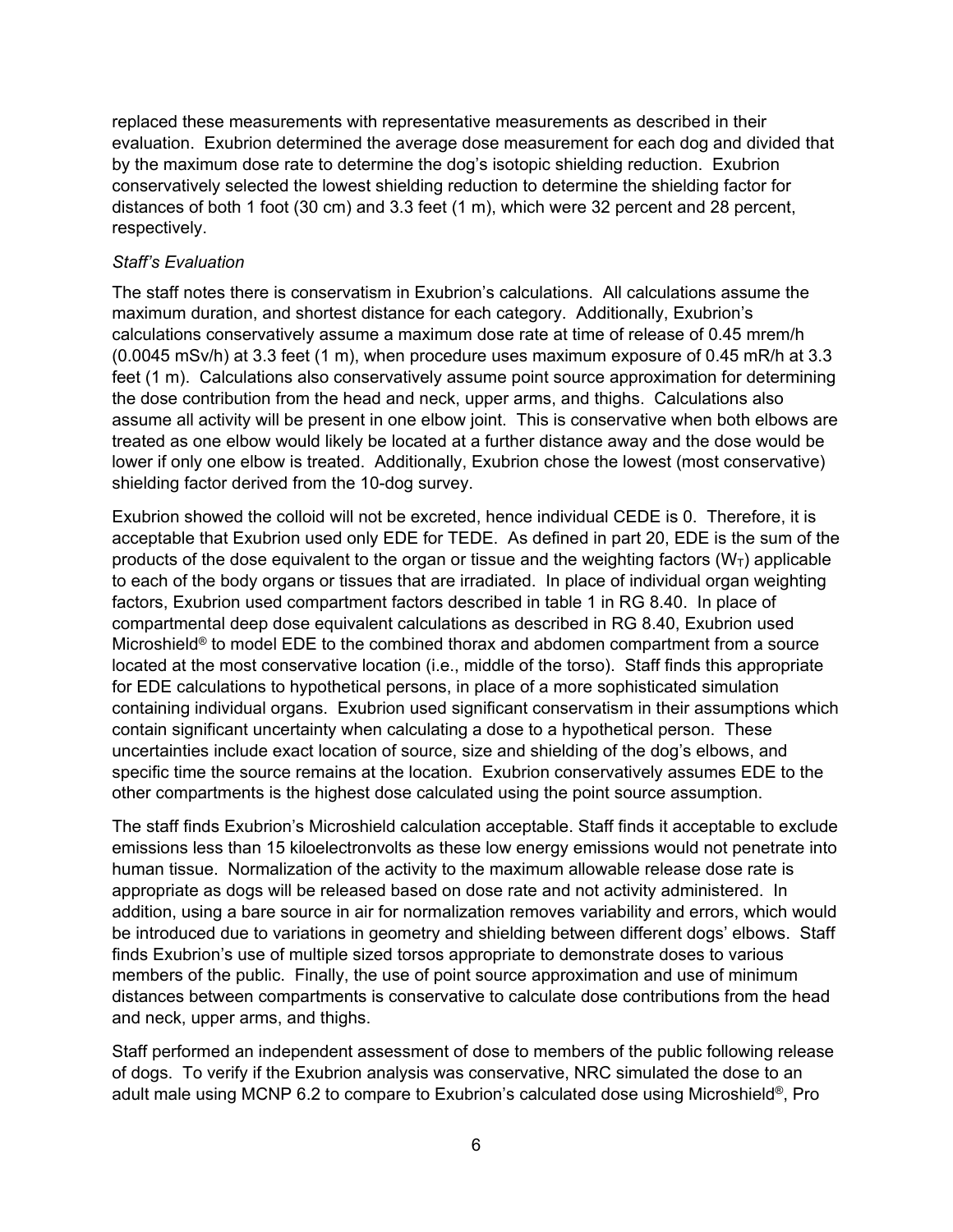replaced these measurements with representative measurements as described in their evaluation. Exubrion determined the average dose measurement for each dog and divided that by the maximum dose rate to determine the dog's isotopic shielding reduction. Exubrion conservatively selected the lowest shielding reduction to determine the shielding factor for distances of both 1 foot (30 cm) and 3.3 feet (1 m), which were 32 percent and 28 percent, respectively.

*Staff's Evaluation*

The staff notes there is conservatism in Exubrion's calculations. All calculations assume the maximum duration, and shortest distance for each category. Additionally, Exubrion's calculations conservatively assume a maximum dose rate at time of release of 0.45 mrem/h (0.0045 mSv/h) at 3.3 feet (1 m), when procedure uses maximum exposure of 0.45 mR/h at 3.3 feet (1 m). Calculations also conservatively assume point source approximation for determining the dose contribution from the head and neck, upper arms, and thighs. Calculations also assume all activity will be present in one elbow joint. This is conservative when both elbows are treated as one elbow would likely be located at a further distance away and the dose would be lower if only one elbow is treated. Additionally, Exubrion chose the lowest (most conservative) shielding factor derived from the 10-dog survey.

Exubrion showed the colloid will not be excreted, hence individual CEDE is 0. Therefore, it is acceptable that Exubrion used only EDE for TEDE. As defined in part 20, EDE is the sum of the products of the dose equivalent to the organ or tissue and the weighting factors ($W_T$) applicable to each of the body organs or tissues that are irradiated. In place of individual organ weighting factors, Exubrion used compartment factors described in table 1 in RG 8.40. In place of compartmental deep dose equivalent calculations as described in RG 8.40, Exubrion used Microshield® to model EDE to the combined thorax and abdomen compartment from a source located at the most conservative location (i.e., middle of the torso). Staff finds this appropriate for EDE calculations to hypothetical persons, in place of a more sophisticated simulation containing individual organs. Exubrion used significant conservatism in their assumptions which contain significant uncertainty when calculating a dose to a hypothetical person. These uncertainties include exact location of source, size and shielding of the dog's elbows, and specific time the source remains at the location. Exubrion conservatively assumes EDE to the other compartments is the highest dose calculated using the point source assumption.

The staff finds Exubrion's Microshield calculation acceptable. Staff finds it acceptable to exclude emissions less than 15 kiloelectronvolts as these low energy emissions would not penetrate into human tissue. Normalization of the activity to the maximum allowable release dose rate is appropriate as dogs will be released based on dose rate and not activity administered. In addition, using a bare source in air for normalization removes variability and errors, which would be introduced due to variations in geometry and shielding between different dogs' elbows. Staff finds Exubrion's use of multiple sized torsos appropriate to demonstrate doses to various members of the public. Finally, the use of point source approximation and use of minimum distances between compartments is conservative to calculate dose contributions from the head and neck, upper arms, and thighs.

Staff performed an independent assessment of dose to members of the public following release of dogs. To verify if the Exubrion analysis was conservative, NRC simulated the dose to an adult male using MCNP 6.2 to compare to Exubrion's calculated dose using Microshield®, Pro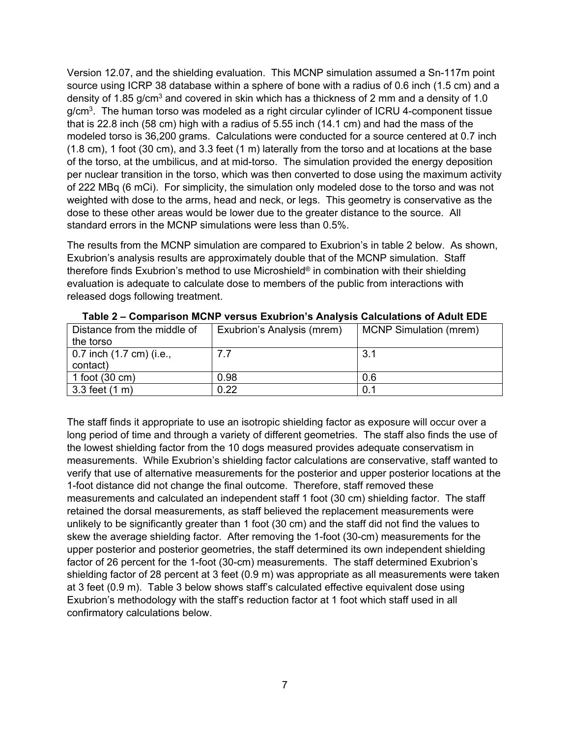Version 12.07, and the shielding evaluation. This MCNP simulation assumed a Sn-117m point source using ICRP 38 database within a sphere of bone with a radius of 0.6 inch (1.5 cm) and a density of 1.85 g/cm$^3$ and covered in skin which has a thickness of 2 mm and a density of 1.0 g/cm$^3$. The human torso was modeled as a right circular cylinder of ICRU 4-component tissue that is 22.8 inch (58 cm) high with a radius of 5.55 inch (14.1 cm) and had the mass of the modeled torso is 36,200 grams. Calculations were conducted for a source centered at 0.7 inch (1.8 cm), 1 foot (30 cm), and 3.3 feet (1 m) laterally from the torso and at locations at the base of the torso, at the umbilicus, and at mid-torso. The simulation provided the energy deposition per nuclear transition in the torso, which was then converted to dose using the maximum activity of 222 MBq (6 mCi). For simplicity, the simulation only modeled dose to the torso and was not weighted with dose to the arms, head and neck, or legs. This geometry is conservative as the dose to these other areas would be lower due to the greater distance to the source. All standard errors in the MCNP simulations were less than 0.5%.

The results from the MCNP simulation are compared to Exubrion's in table 2 below. As shown, Exubrion's analysis results are approximately double that of the MCNP simulation. Staff therefore finds Exubrion's method to use Microshield® in combination with their shielding evaluation is adequate to calculate dose to members of the public from interactions with released dogs following treatment.

**Table 2 – Comparison MCNP versus Exubrion's Analysis Calculations of Adult EDE**

| Distance from the middle of the torso | Exubrion's Analysis (mrem) | MCNP Simulation (mrem) |
|---|---|---|
| 0.7 inch (1.7 cm) (i.e., contact) | 7.7 | 3.1 |
| 1 foot (30 cm) | 0.98 | 0.6 |
| 3.3 feet (1 m) | 0.22 | 0.1 |

The staff finds it appropriate to use an isotropic shielding factor as exposure will occur over a long period of time and through a variety of different geometries. The staff also finds the use of the lowest shielding factor from the 10 dogs measured provides adequate conservatism in measurements. While Exubrion's shielding factor calculations are conservative, staff wanted to verify that use of alternative measurements for the posterior and upper posterior locations at the 1-foot distance did not change the final outcome. Therefore, staff removed these measurements and calculated an independent staff 1 foot (30 cm) shielding factor. The staff retained the dorsal measurements, as staff believed the replacement measurements were unlikely to be significantly greater than 1 foot (30 cm) and the staff did not find the values to skew the average shielding factor. After removing the 1-foot (30-cm) measurements for the upper posterior and posterior geometries, the staff determined its own independent shielding factor of 26 percent for the 1-foot (30-cm) measurements. The staff determined Exubrion's shielding factor of 28 percent at 3 feet (0.9 m) was appropriate as all measurements were taken at 3 feet (0.9 m). Table 3 below shows staff's calculated effective equivalent dose using Exubrion's methodology with the staff's reduction factor at 1 foot which staff used in all confirmatory calculations below.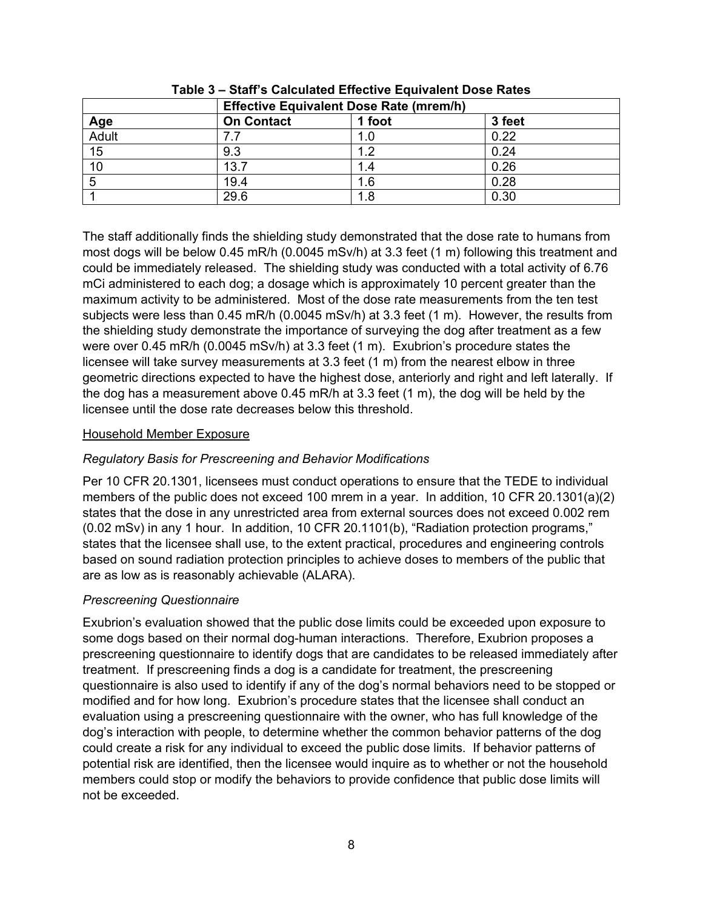**Table 3 – Staff's Calculated Effective Equivalent Dose Rates**

| | Effective Equivalent Dose Rate (mrem/h) | | |
|---|---|---|---|
| **Age** | **On Contact** | **1 foot** | **3 feet** |
| Adult | 7.7 | 1.0 | 0.22 |
| 15 | 9.3 | 1.2 | 0.24 |
| 10 | 13.7 | 1.4 | 0.26 |
| 5 | 19.4 | 1.6 | 0.28 |
| 1 | 29.6 | 1.8 | 0.30 |

The staff additionally finds the shielding study demonstrated that the dose rate to humans from most dogs will be below 0.45 mR/h (0.0045 mSv/h) at 3.3 feet (1 m) following this treatment and could be immediately released. The shielding study was conducted with a total activity of 6.76 mCi administered to each dog; a dosage which is approximately 10 percent greater than the maximum activity to be administered. Most of the dose rate measurements from the ten test subjects were less than 0.45 mR/h (0.0045 mSv/h) at 3.3 feet (1 m). However, the results from the shielding study demonstrate the importance of surveying the dog after treatment as a few were over 0.45 mR/h (0.0045 mSv/h) at 3.3 feet (1 m). Exubrion's procedure states the licensee will take survey measurements at 3.3 feet (1 m) from the nearest elbow in three geometric directions expected to have the highest dose, anteriorly and right and left laterally. If the dog has a measurement above 0.45 mR/h at 3.3 feet (1 m), the dog will be held by the licensee until the dose rate decreases below this threshold.

<u>Household Member Exposure</u>

*Regulatory Basis for Prescreening and Behavior Modifications*

Per 10 CFR 20.1301, licensees must conduct operations to ensure that the TEDE to individual members of the public does not exceed 100 mrem in a year. In addition, 10 CFR 20.1301(a)(2) states that the dose in any unrestricted area from external sources does not exceed 0.002 rem (0.02 mSv) in any 1 hour. In addition, 10 CFR 20.1101(b), "Radiation protection programs," states that the licensee shall use, to the extent practical, procedures and engineering controls based on sound radiation protection principles to achieve doses to members of the public that are as low as is reasonably achievable (ALARA).

*Prescreening Questionnaire*

Exubrion's evaluation showed that the public dose limits could be exceeded upon exposure to some dogs based on their normal dog-human interactions. Therefore, Exubrion proposes a prescreening questionnaire to identify dogs that are candidates to be released immediately after treatment. If prescreening finds a dog is a candidate for treatment, the prescreening questionnaire is also used to identify if any of the dog's normal behaviors need to be stopped or modified and for how long. Exubrion's procedure states that the licensee shall conduct an evaluation using a prescreening questionnaire with the owner, who has full knowledge of the dog's interaction with people, to determine whether the common behavior patterns of the dog could create a risk for any individual to exceed the public dose limits. If behavior patterns of potential risk are identified, then the licensee would inquire as to whether or not the household members could stop or modify the behaviors to provide confidence that public dose limits will not be exceeded.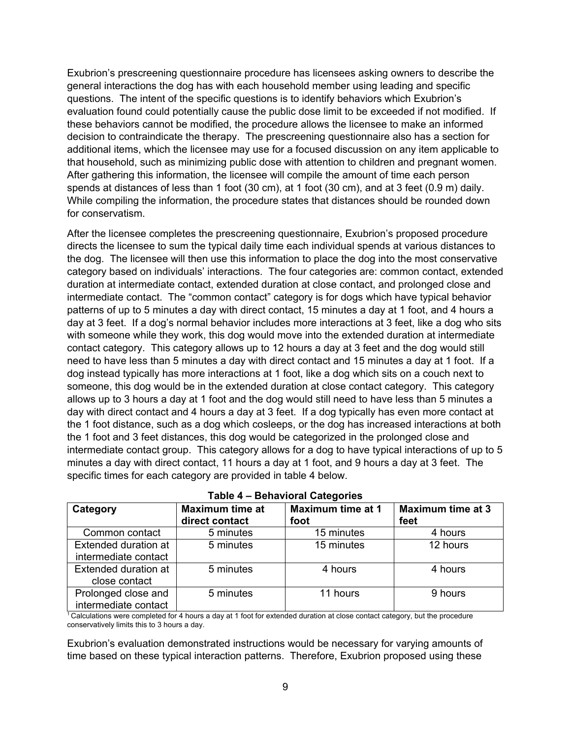Exubrion's prescreening questionnaire procedure has licensees asking owners to describe the general interactions the dog has with each household member using leading and specific questions. The intent of the specific questions is to identify behaviors which Exubrion's evaluation found could potentially cause the public dose limit to be exceeded if not modified. If these behaviors cannot be modified, the procedure allows the licensee to make an informed decision to contraindicate the therapy. The prescreening questionnaire also has a section for additional items, which the licensee may use for a focused discussion on any item applicable to that household, such as minimizing public dose with attention to children and pregnant women. After gathering this information, the licensee will compile the amount of time each person spends at distances of less than 1 foot (30 cm), at 1 foot (30 cm), and at 3 feet (0.9 m) daily. While compiling the information, the procedure states that distances should be rounded down for conservatism.

After the licensee completes the prescreening questionnaire, Exubrion's proposed procedure directs the licensee to sum the typical daily time each individual spends at various distances to the dog. The licensee will then use this information to place the dog into the most conservative category based on individuals' interactions. The four categories are: common contact, extended duration at intermediate contact, extended duration at close contact, and prolonged close and intermediate contact. The "common contact" category is for dogs which have typical behavior patterns of up to 5 minutes a day with direct contact, 15 minutes a day at 1 foot, and 4 hours a day at 3 feet. If a dog's normal behavior includes more interactions at 3 feet, like a dog who sits with someone while they work, this dog would move into the extended duration at intermediate contact category. This category allows up to 12 hours a day at 3 feet and the dog would still need to have less than 5 minutes a day with direct contact and 15 minutes a day at 1 foot. If a dog instead typically has more interactions at 1 foot, like a dog which sits on a couch next to someone, this dog would be in the extended duration at close contact category. This category allows up to 3 hours a day at 1 foot and the dog would still need to have less than 5 minutes a day with direct contact and 4 hours a day at 3 feet. If a dog typically has even more contact at the 1 foot distance, such as a dog which cosleeps, or the dog has increased interactions at both the 1 foot and 3 feet distances, this dog would be categorized in the prolonged close and intermediate contact group. This category allows for a dog to have typical interactions of up to 5 minutes a day with direct contact, 11 hours a day at 1 foot, and 9 hours a day at 3 feet. The specific times for each category are provided in table 4 below.

**Table 4 – Behavioral Categories**

| Category | Maximum time at direct contact | Maximum time at 1 foot | Maximum time at 3 feet |
|---|---|---|---|
| Common contact | 5 minutes | 15 minutes | 4 hours |
| Extended duration at intermediate contact | 5 minutes | 15 minutes | 12 hours |
| Extended duration at close contact | 5 minutes | 4 hours | 4 hours |
| Prolonged close and intermediate contact | 5 minutes | 11 hours | 9 hours |

[1] Calculations were completed for 4 hours a day at 1 foot for extended duration at close contact category, but the procedure conservatively limits this to 3 hours a day.

Exubrion's evaluation demonstrated instructions would be necessary for varying amounts of time based on these typical interaction patterns. Therefore, Exubrion proposed using these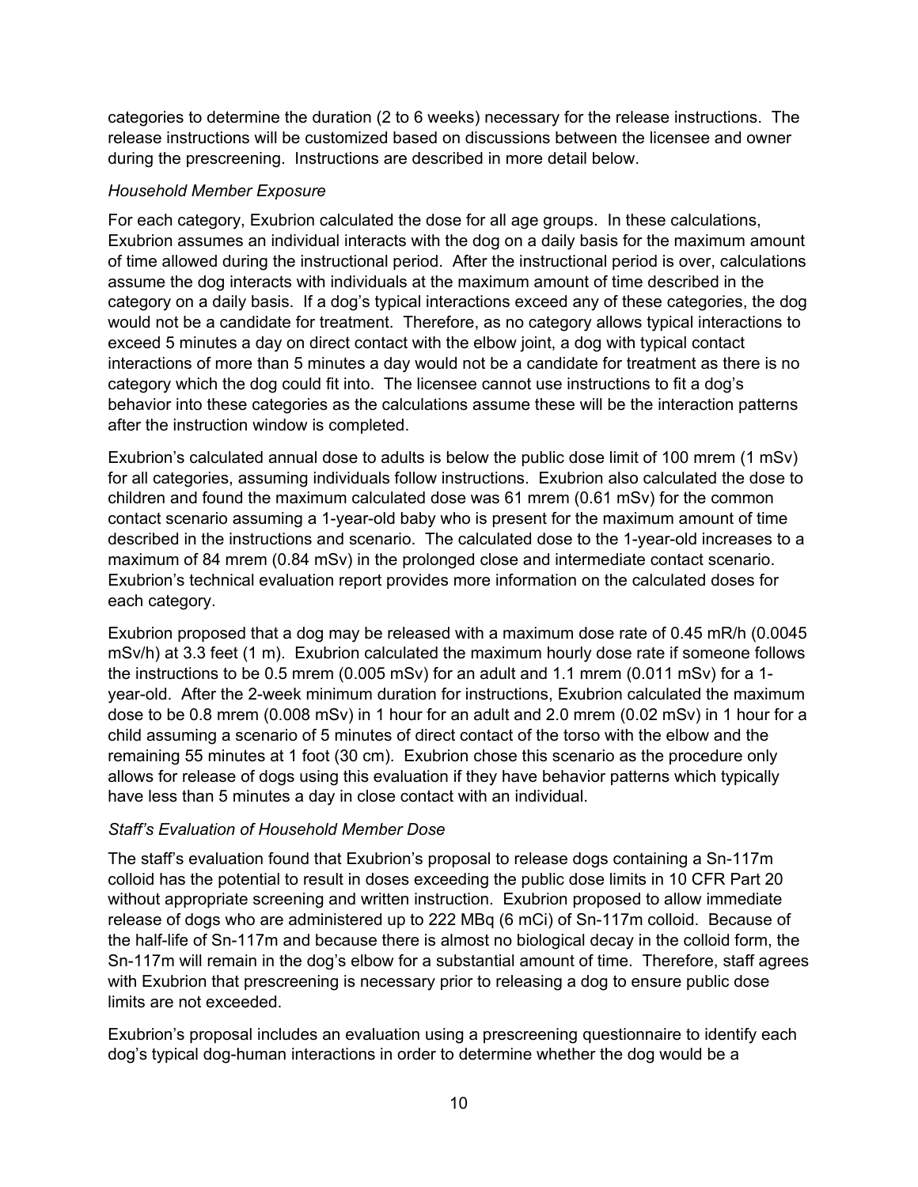categories to determine the duration (2 to 6 weeks) necessary for the release instructions. The release instructions will be customized based on discussions between the licensee and owner during the prescreening. Instructions are described in more detail below.

*Household Member Exposure*

For each category, Exubrion calculated the dose for all age groups. In these calculations, Exubrion assumes an individual interacts with the dog on a daily basis for the maximum amount of time allowed during the instructional period. After the instructional period is over, calculations assume the dog interacts with individuals at the maximum amount of time described in the category on a daily basis. If a dog's typical interactions exceed any of these categories, the dog would not be a candidate for treatment. Therefore, as no category allows typical interactions to exceed 5 minutes a day on direct contact with the elbow joint, a dog with typical contact interactions of more than 5 minutes a day would not be a candidate for treatment as there is no category which the dog could fit into. The licensee cannot use instructions to fit a dog's behavior into these categories as the calculations assume these will be the interaction patterns after the instruction window is completed.

Exubrion's calculated annual dose to adults is below the public dose limit of 100 mrem (1 mSv) for all categories, assuming individuals follow instructions. Exubrion also calculated the dose to children and found the maximum calculated dose was 61 mrem (0.61 mSv) for the common contact scenario assuming a 1-year-old baby who is present for the maximum amount of time described in the instructions and scenario. The calculated dose to the 1-year-old increases to a maximum of 84 mrem (0.84 mSv) in the prolonged close and intermediate contact scenario. Exubrion's technical evaluation report provides more information on the calculated doses for each category.

Exubrion proposed that a dog may be released with a maximum dose rate of 0.45 mR/h (0.0045 mSv/h) at 3.3 feet (1 m). Exubrion calculated the maximum hourly dose rate if someone follows the instructions to be 0.5 mrem (0.005 mSv) for an adult and 1.1 mrem (0.011 mSv) for a 1-year-old. After the 2-week minimum duration for instructions, Exubrion calculated the maximum dose to be 0.8 mrem (0.008 mSv) in 1 hour for an adult and 2.0 mrem (0.02 mSv) in 1 hour for a child assuming a scenario of 5 minutes of direct contact of the torso with the elbow and the remaining 55 minutes at 1 foot (30 cm). Exubrion chose this scenario as the procedure only allows for release of dogs using this evaluation if they have behavior patterns which typically have less than 5 minutes a day in close contact with an individual.

*Staff's Evaluation of Household Member Dose*

The staff's evaluation found that Exubrion's proposal to release dogs containing a Sn-117m colloid has the potential to result in doses exceeding the public dose limits in 10 CFR Part 20 without appropriate screening and written instruction. Exubrion proposed to allow immediate release of dogs who are administered up to 222 MBq (6 mCi) of Sn-117m colloid. Because of the half-life of Sn-117m and because there is almost no biological decay in the colloid form, the Sn-117m will remain in the dog's elbow for a substantial amount of time. Therefore, staff agrees with Exubrion that prescreening is necessary prior to releasing a dog to ensure public dose limits are not exceeded.

Exubrion's proposal includes an evaluation using a prescreening questionnaire to identify each dog's typical dog-human interactions in order to determine whether the dog would be a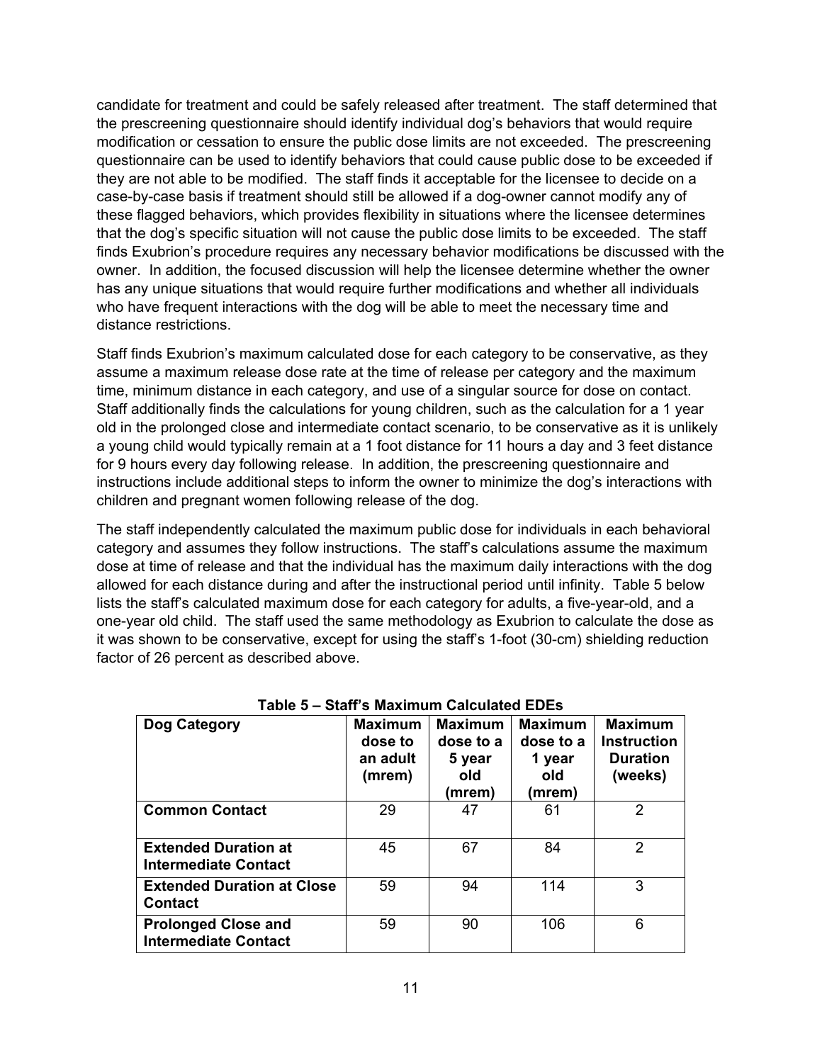candidate for treatment and could be safely released after treatment. The staff determined that the prescreening questionnaire should identify individual dog's behaviors that would require modification or cessation to ensure the public dose limits are not exceeded. The prescreening questionnaire can be used to identify behaviors that could cause public dose to be exceeded if they are not able to be modified. The staff finds it acceptable for the licensee to decide on a case-by-case basis if treatment should still be allowed if a dog-owner cannot modify any of these flagged behaviors, which provides flexibility in situations where the licensee determines that the dog's specific situation will not cause the public dose limits to be exceeded. The staff finds Exubrion's procedure requires any necessary behavior modifications be discussed with the owner. In addition, the focused discussion will help the licensee determine whether the owner has any unique situations that would require further modifications and whether all individuals who have frequent interactions with the dog will be able to meet the necessary time and distance restrictions.

Staff finds Exubrion's maximum calculated dose for each category to be conservative, as they assume a maximum release dose rate at the time of release per category and the maximum time, minimum distance in each category, and use of a singular source for dose on contact. Staff additionally finds the calculations for young children, such as the calculation for a 1 year old in the prolonged close and intermediate contact scenario, to be conservative as it is unlikely a young child would typically remain at a 1 foot distance for 11 hours a day and 3 feet distance for 9 hours every day following release. In addition, the prescreening questionnaire and instructions include additional steps to inform the owner to minimize the dog's interactions with children and pregnant women following release of the dog.

The staff independently calculated the maximum public dose for individuals in each behavioral category and assumes they follow instructions. The staff's calculations assume the maximum dose at time of release and that the individual has the maximum daily interactions with the dog allowed for each distance during and after the instructional period until infinity. Table 5 below lists the staff's calculated maximum dose for each category for adults, a five-year-old, and a one-year old child. The staff used the same methodology as Exubrion to calculate the dose as it was shown to be conservative, except for using the staff's 1-foot (30-cm) shielding reduction factor of 26 percent as described above.

**Table 5 – Staff's Maximum Calculated EDEs**

| Dog Category | Maximum dose to an adult (mrem) | Maximum dose to a 5 year old (mrem) | Maximum dose to a 1 year old (mrem) | Maximum Instruction Duration (weeks) |
|---|---|---|---|---|
| **Common Contact** | 29 | 47 | 61 | 2 |
| **Extended Duration at Intermediate Contact** | 45 | 67 | 84 | 2 |
| **Extended Duration at Close Contact** | 59 | 94 | 114 | 3 |
| **Prolonged Close and Intermediate Contact** | 59 | 90 | 106 | 6 |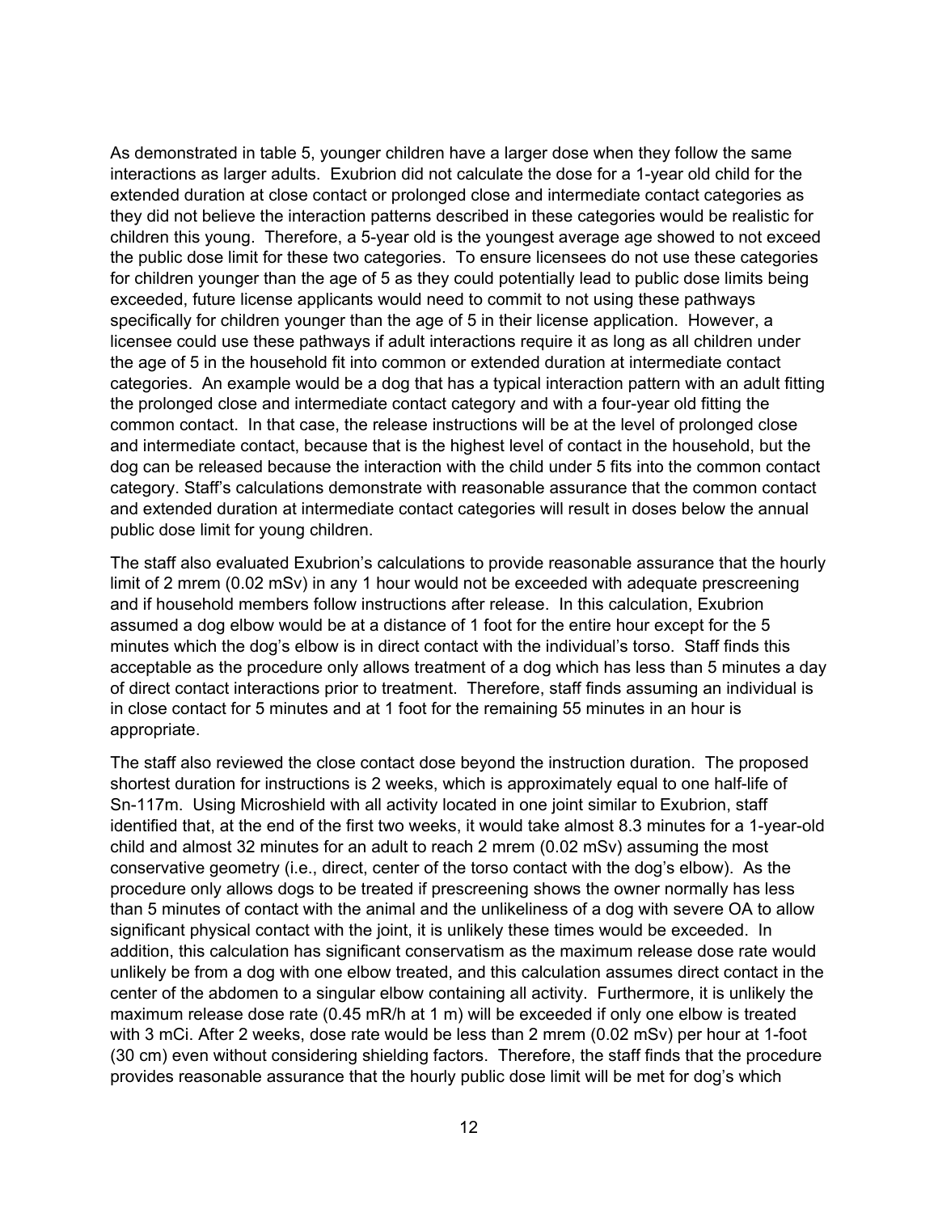As demonstrated in table 5, younger children have a larger dose when they follow the same interactions as larger adults. Exubrion did not calculate the dose for a 1-year old child for the extended duration at close contact or prolonged close and intermediate contact categories as they did not believe the interaction patterns described in these categories would be realistic for children this young. Therefore, a 5-year old is the youngest average age showed to not exceed the public dose limit for these two categories. To ensure licensees do not use these categories for children younger than the age of 5 as they could potentially lead to public dose limits being exceeded, future license applicants would need to commit to not using these pathways specifically for children younger than the age of 5 in their license application. However, a licensee could use these pathways if adult interactions require it as long as all children under the age of 5 in the household fit into common or extended duration at intermediate contact categories. An example would be a dog that has a typical interaction pattern with an adult fitting the prolonged close and intermediate contact category and with a four-year old fitting the common contact. In that case, the release instructions will be at the level of prolonged close and intermediate contact, because that is the highest level of contact in the household, but the dog can be released because the interaction with the child under 5 fits into the common contact category. Staff's calculations demonstrate with reasonable assurance that the common contact and extended duration at intermediate contact categories will result in doses below the annual public dose limit for young children.

The staff also evaluated Exubrion's calculations to provide reasonable assurance that the hourly limit of 2 mrem (0.02 mSv) in any 1 hour would not be exceeded with adequate prescreening and if household members follow instructions after release. In this calculation, Exubrion assumed a dog elbow would be at a distance of 1 foot for the entire hour except for the 5 minutes which the dog's elbow is in direct contact with the individual's torso. Staff finds this acceptable as the procedure only allows treatment of a dog which has less than 5 minutes a day of direct contact interactions prior to treatment. Therefore, staff finds assuming an individual is in close contact for 5 minutes and at 1 foot for the remaining 55 minutes in an hour is appropriate.

The staff also reviewed the close contact dose beyond the instruction duration. The proposed shortest duration for instructions is 2 weeks, which is approximately equal to one half-life of Sn-117m. Using Microshield with all activity located in one joint similar to Exubrion, staff identified that, at the end of the first two weeks, it would take almost 8.3 minutes for a 1-year-old child and almost 32 minutes for an adult to reach 2 mrem (0.02 mSv) assuming the most conservative geometry (i.e., direct, center of the torso contact with the dog's elbow). As the procedure only allows dogs to be treated if prescreening shows the owner normally has less than 5 minutes of contact with the animal and the unlikeliness of a dog with severe OA to allow significant physical contact with the joint, it is unlikely these times would be exceeded. In addition, this calculation has significant conservatism as the maximum release dose rate would unlikely be from a dog with one elbow treated, and this calculation assumes direct contact in the center of the abdomen to a singular elbow containing all activity. Furthermore, it is unlikely the maximum release dose rate (0.45 mR/h at 1 m) will be exceeded if only one elbow is treated with 3 mCi. After 2 weeks, dose rate would be less than 2 mrem (0.02 mSv) per hour at 1-foot (30 cm) even without considering shielding factors. Therefore, the staff finds that the procedure provides reasonable assurance that the hourly public dose limit will be met for dog's which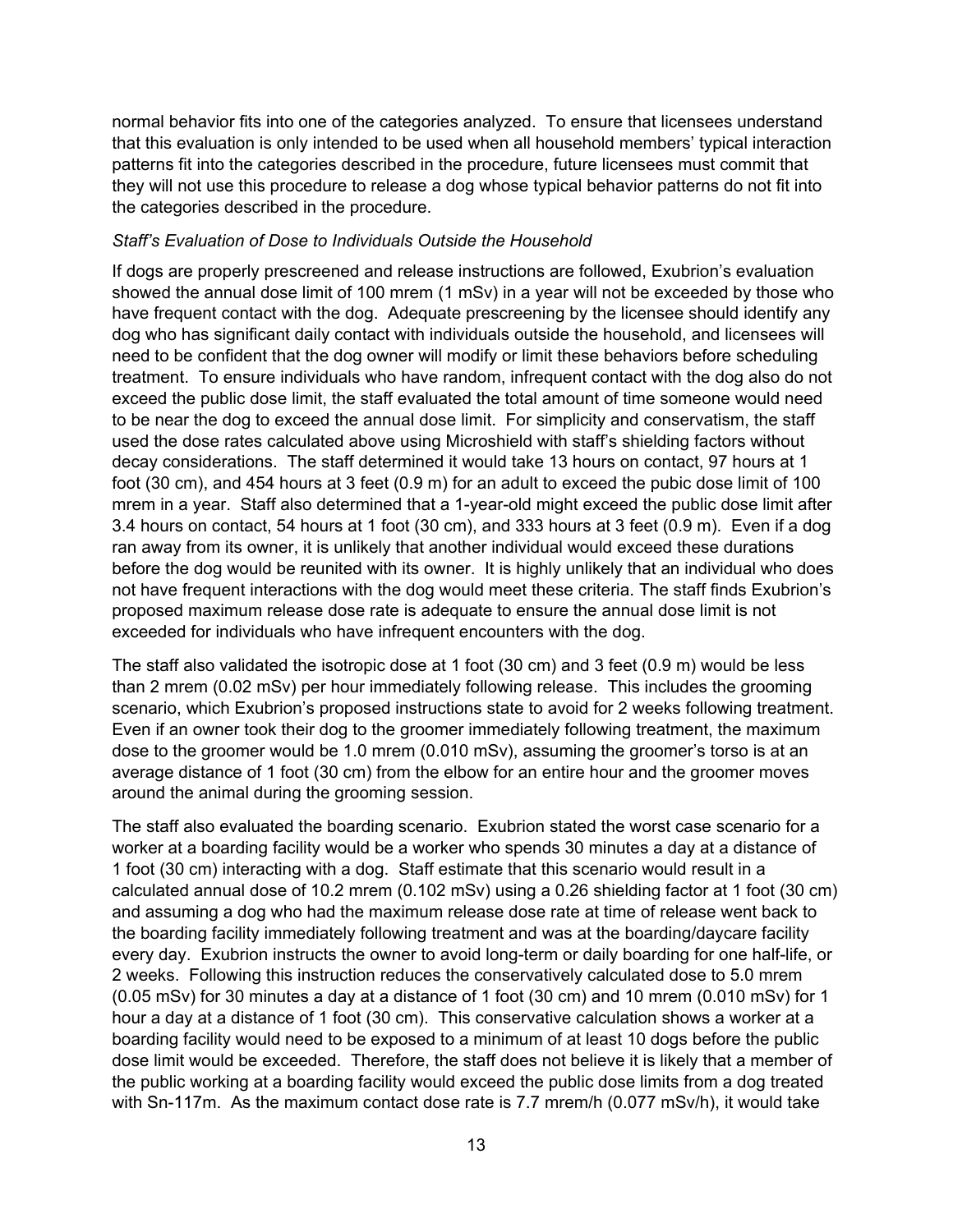normal behavior fits into one of the categories analyzed. To ensure that licensees understand that this evaluation is only intended to be used when all household members' typical interaction patterns fit into the categories described in the procedure, future licensees must commit that they will not use this procedure to release a dog whose typical behavior patterns do not fit into the categories described in the procedure.

*Staff's Evaluation of Dose to Individuals Outside the Household*

If dogs are properly prescreened and release instructions are followed, Exubrion's evaluation showed the annual dose limit of 100 mrem (1 mSv) in a year will not be exceeded by those who have frequent contact with the dog. Adequate prescreening by the licensee should identify any dog who has significant daily contact with individuals outside the household, and licensees will need to be confident that the dog owner will modify or limit these behaviors before scheduling treatment. To ensure individuals who have random, infrequent contact with the dog also do not exceed the public dose limit, the staff evaluated the total amount of time someone would need to be near the dog to exceed the annual dose limit. For simplicity and conservatism, the staff used the dose rates calculated above using Microshield with staff's shielding factors without decay considerations. The staff determined it would take 13 hours on contact, 97 hours at 1 foot (30 cm), and 454 hours at 3 feet (0.9 m) for an adult to exceed the pubic dose limit of 100 mrem in a year. Staff also determined that a 1-year-old might exceed the public dose limit after 3.4 hours on contact, 54 hours at 1 foot (30 cm), and 333 hours at 3 feet (0.9 m). Even if a dog ran away from its owner, it is unlikely that another individual would exceed these durations before the dog would be reunited with its owner. It is highly unlikely that an individual who does not have frequent interactions with the dog would meet these criteria. The staff finds Exubrion's proposed maximum release dose rate is adequate to ensure the annual dose limit is not exceeded for individuals who have infrequent encounters with the dog.

The staff also validated the isotropic dose at 1 foot (30 cm) and 3 feet (0.9 m) would be less than 2 mrem (0.02 mSv) per hour immediately following release. This includes the grooming scenario, which Exubrion's proposed instructions state to avoid for 2 weeks following treatment. Even if an owner took their dog to the groomer immediately following treatment, the maximum dose to the groomer would be 1.0 mrem (0.010 mSv), assuming the groomer's torso is at an average distance of 1 foot (30 cm) from the elbow for an entire hour and the groomer moves around the animal during the grooming session.

The staff also evaluated the boarding scenario. Exubrion stated the worst case scenario for a worker at a boarding facility would be a worker who spends 30 minutes a day at a distance of 1 foot (30 cm) interacting with a dog. Staff estimate that this scenario would result in a calculated annual dose of 10.2 mrem (0.102 mSv) using a 0.26 shielding factor at 1 foot (30 cm) and assuming a dog who had the maximum release dose rate at time of release went back to the boarding facility immediately following treatment and was at the boarding/daycare facility every day. Exubrion instructs the owner to avoid long-term or daily boarding for one half-life, or 2 weeks. Following this instruction reduces the conservatively calculated dose to 5.0 mrem (0.05 mSv) for 30 minutes a day at a distance of 1 foot (30 cm) and 10 mrem (0.010 mSv) for 1 hour a day at a distance of 1 foot (30 cm). This conservative calculation shows a worker at a boarding facility would need to be exposed to a minimum of at least 10 dogs before the public dose limit would be exceeded. Therefore, the staff does not believe it is likely that a member of the public working at a boarding facility would exceed the public dose limits from a dog treated with Sn-117m. As the maximum contact dose rate is 7.7 mrem/h (0.077 mSv/h), it would take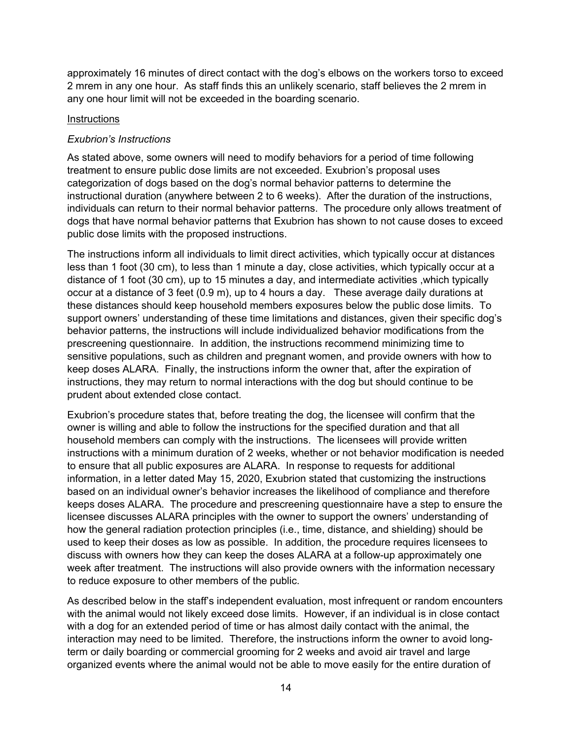approximately 16 minutes of direct contact with the dog's elbows on the workers torso to exceed 2 mrem in any one hour. As staff finds this an unlikely scenario, staff believes the 2 mrem in any one hour limit will not be exceeded in the boarding scenario.

Instructions

*Exubrion's Instructions*

As stated above, some owners will need to modify behaviors for a period of time following treatment to ensure public dose limits are not exceeded. Exubrion's proposal uses categorization of dogs based on the dog's normal behavior patterns to determine the instructional duration (anywhere between 2 to 6 weeks). After the duration of the instructions, individuals can return to their normal behavior patterns. The procedure only allows treatment of dogs that have normal behavior patterns that Exubrion has shown to not cause doses to exceed public dose limits with the proposed instructions.

The instructions inform all individuals to limit direct activities, which typically occur at distances less than 1 foot (30 cm), to less than 1 minute a day, close activities, which typically occur at a distance of 1 foot (30 cm), up to 15 minutes a day, and intermediate activities ,which typically occur at a distance of 3 feet (0.9 m), up to 4 hours a day. These average daily durations at these distances should keep household members exposures below the public dose limits. To support owners' understanding of these time limitations and distances, given their specific dog's behavior patterns, the instructions will include individualized behavior modifications from the prescreening questionnaire. In addition, the instructions recommend minimizing time to sensitive populations, such as children and pregnant women, and provide owners with how to keep doses ALARA. Finally, the instructions inform the owner that, after the expiration of instructions, they may return to normal interactions with the dog but should continue to be prudent about extended close contact.

Exubrion's procedure states that, before treating the dog, the licensee will confirm that the owner is willing and able to follow the instructions for the specified duration and that all household members can comply with the instructions. The licensees will provide written instructions with a minimum duration of 2 weeks, whether or not behavior modification is needed to ensure that all public exposures are ALARA. In response to requests for additional information, in a letter dated May 15, 2020, Exubrion stated that customizing the instructions based on an individual owner's behavior increases the likelihood of compliance and therefore keeps doses ALARA. The procedure and prescreening questionnaire have a step to ensure the licensee discusses ALARA principles with the owner to support the owners' understanding of how the general radiation protection principles (i.e., time, distance, and shielding) should be used to keep their doses as low as possible. In addition, the procedure requires licensees to discuss with owners how they can keep the doses ALARA at a follow-up approximately one week after treatment. The instructions will also provide owners with the information necessary to reduce exposure to other members of the public.

As described below in the staff's independent evaluation, most infrequent or random encounters with the animal would not likely exceed dose limits. However, if an individual is in close contact with a dog for an extended period of time or has almost daily contact with the animal, the interaction may need to be limited. Therefore, the instructions inform the owner to avoid long-term or daily boarding or commercial grooming for 2 weeks and avoid air travel and large organized events where the animal would not be able to move easily for the entire duration of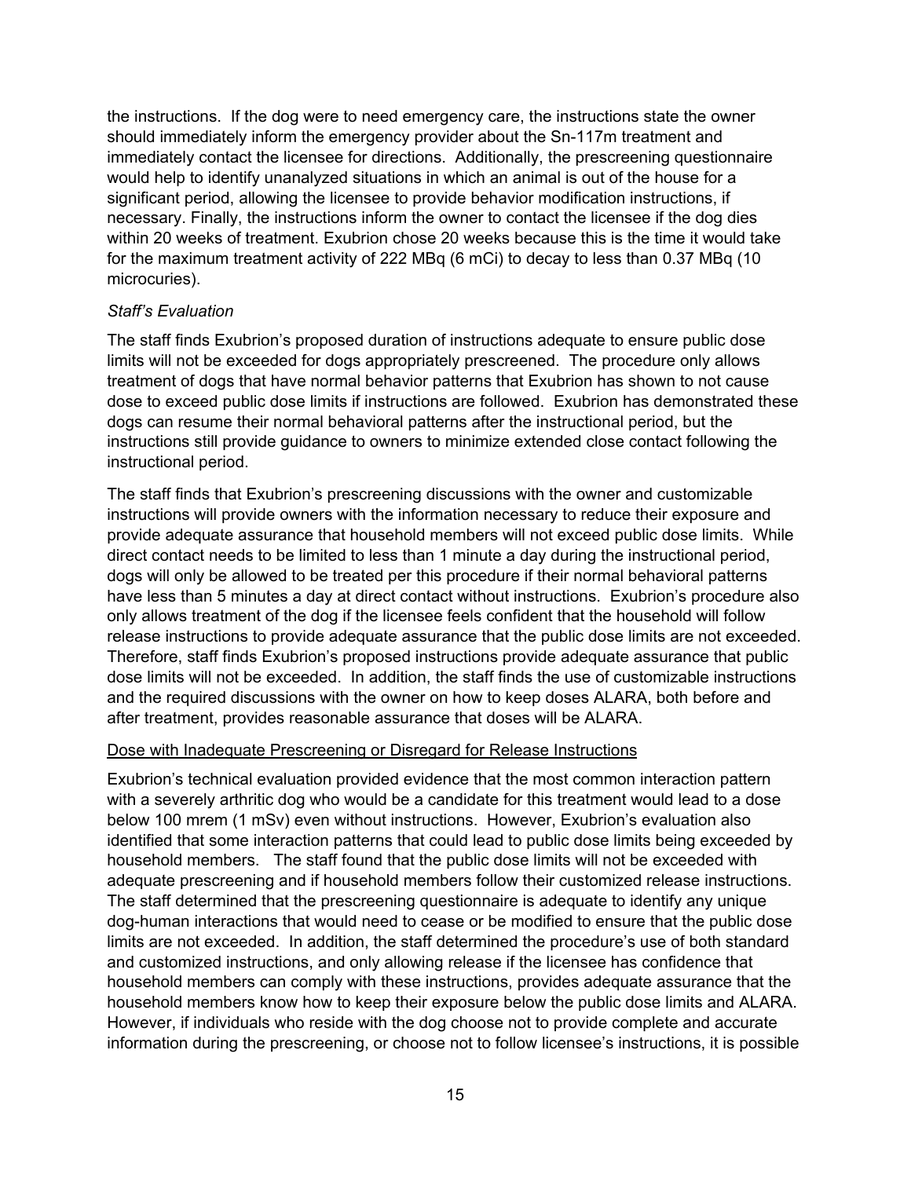the instructions. If the dog were to need emergency care, the instructions state the owner should immediately inform the emergency provider about the Sn-117m treatment and immediately contact the licensee for directions. Additionally, the prescreening questionnaire would help to identify unanalyzed situations in which an animal is out of the house for a significant period, allowing the licensee to provide behavior modification instructions, if necessary. Finally, the instructions inform the owner to contact the licensee if the dog dies within 20 weeks of treatment. Exubrion chose 20 weeks because this is the time it would take for the maximum treatment activity of 222 MBq (6 mCi) to decay to less than 0.37 MBq (10 microcuries).

*Staff's Evaluation*

The staff finds Exubrion's proposed duration of instructions adequate to ensure public dose limits will not be exceeded for dogs appropriately prescreened. The procedure only allows treatment of dogs that have normal behavior patterns that Exubrion has shown to not cause dose to exceed public dose limits if instructions are followed. Exubrion has demonstrated these dogs can resume their normal behavioral patterns after the instructional period, but the instructions still provide guidance to owners to minimize extended close contact following the instructional period.

The staff finds that Exubrion's prescreening discussions with the owner and customizable instructions will provide owners with the information necessary to reduce their exposure and provide adequate assurance that household members will not exceed public dose limits. While direct contact needs to be limited to less than 1 minute a day during the instructional period, dogs will only be allowed to be treated per this procedure if their normal behavioral patterns have less than 5 minutes a day at direct contact without instructions. Exubrion's procedure also only allows treatment of the dog if the licensee feels confident that the household will follow release instructions to provide adequate assurance that the public dose limits are not exceeded. Therefore, staff finds Exubrion's proposed instructions provide adequate assurance that public dose limits will not be exceeded. In addition, the staff finds the use of customizable instructions and the required discussions with the owner on how to keep doses ALARA, both before and after treatment, provides reasonable assurance that doses will be ALARA.

<u>Dose with Inadequate Prescreening or Disregard for Release Instructions</u>

Exubrion's technical evaluation provided evidence that the most common interaction pattern with a severely arthritic dog who would be a candidate for this treatment would lead to a dose below 100 mrem (1 mSv) even without instructions. However, Exubrion's evaluation also identified that some interaction patterns that could lead to public dose limits being exceeded by household members. The staff found that the public dose limits will not be exceeded with adequate prescreening and if household members follow their customized release instructions. The staff determined that the prescreening questionnaire is adequate to identify any unique dog-human interactions that would need to cease or be modified to ensure that the public dose limits are not exceeded. In addition, the staff determined the procedure's use of both standard and customized instructions, and only allowing release if the licensee has confidence that household members can comply with these instructions, provides adequate assurance that the household members know how to keep their exposure below the public dose limits and ALARA. However, if individuals who reside with the dog choose not to provide complete and accurate information during the prescreening, or choose not to follow licensee's instructions, it is possible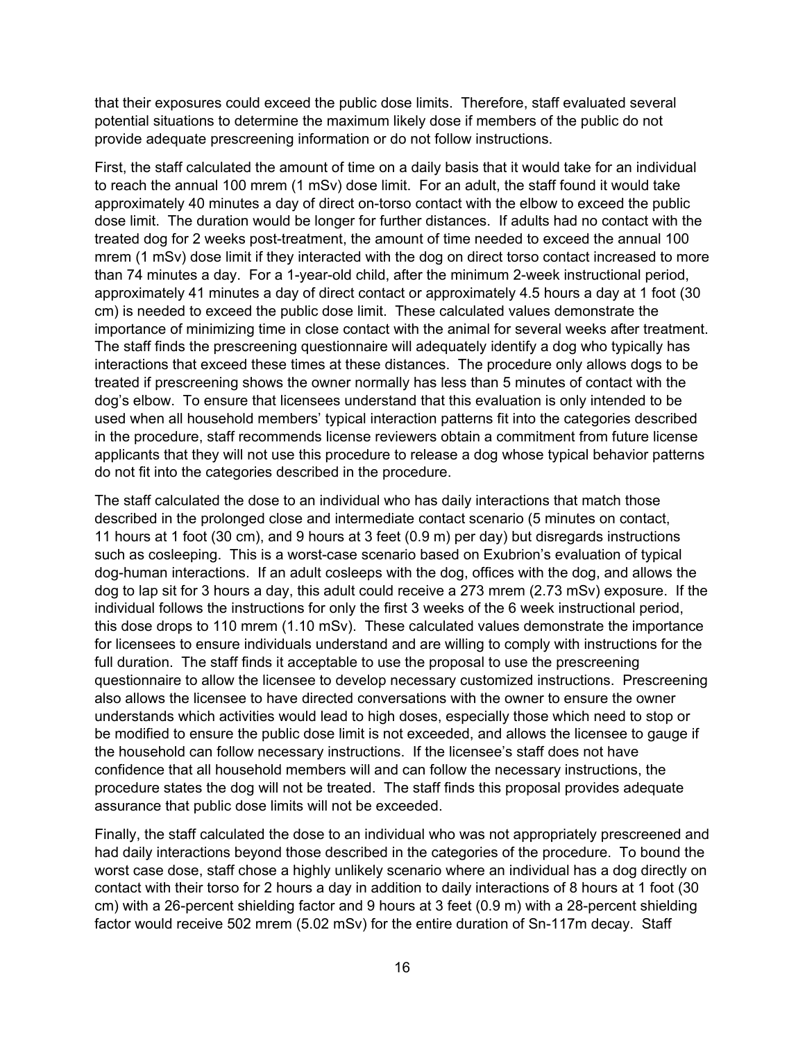that their exposures could exceed the public dose limits. Therefore, staff evaluated several potential situations to determine the maximum likely dose if members of the public do not provide adequate prescreening information or do not follow instructions.

First, the staff calculated the amount of time on a daily basis that it would take for an individual to reach the annual 100 mrem (1 mSv) dose limit. For an adult, the staff found it would take approximately 40 minutes a day of direct on-torso contact with the elbow to exceed the public dose limit. The duration would be longer for further distances. If adults had no contact with the treated dog for 2 weeks post-treatment, the amount of time needed to exceed the annual 100 mrem (1 mSv) dose limit if they interacted with the dog on direct torso contact increased to more than 74 minutes a day. For a 1-year-old child, after the minimum 2-week instructional period, approximately 41 minutes a day of direct contact or approximately 4.5 hours a day at 1 foot (30 cm) is needed to exceed the public dose limit. These calculated values demonstrate the importance of minimizing time in close contact with the animal for several weeks after treatment. The staff finds the prescreening questionnaire will adequately identify a dog who typically has interactions that exceed these times at these distances. The procedure only allows dogs to be treated if prescreening shows the owner normally has less than 5 minutes of contact with the dog's elbow. To ensure that licensees understand that this evaluation is only intended to be used when all household members' typical interaction patterns fit into the categories described in the procedure, staff recommends license reviewers obtain a commitment from future license applicants that they will not use this procedure to release a dog whose typical behavior patterns do not fit into the categories described in the procedure.

The staff calculated the dose to an individual who has daily interactions that match those described in the prolonged close and intermediate contact scenario (5 minutes on contact, 11 hours at 1 foot (30 cm), and 9 hours at 3 feet (0.9 m) per day) but disregards instructions such as cosleeping. This is a worst-case scenario based on Exubrion's evaluation of typical dog-human interactions. If an adult cosleeps with the dog, offices with the dog, and allows the dog to lap sit for 3 hours a day, this adult could receive a 273 mrem (2.73 mSv) exposure. If the individual follows the instructions for only the first 3 weeks of the 6 week instructional period, this dose drops to 110 mrem (1.10 mSv). These calculated values demonstrate the importance for licensees to ensure individuals understand and are willing to comply with instructions for the full duration. The staff finds it acceptable to use the proposal to use the prescreening questionnaire to allow the licensee to develop necessary customized instructions. Prescreening also allows the licensee to have directed conversations with the owner to ensure the owner understands which activities would lead to high doses, especially those which need to stop or be modified to ensure the public dose limit is not exceeded, and allows the licensee to gauge if the household can follow necessary instructions. If the licensee's staff does not have confidence that all household members will and can follow the necessary instructions, the procedure states the dog will not be treated. The staff finds this proposal provides adequate assurance that public dose limits will not be exceeded.

Finally, the staff calculated the dose to an individual who was not appropriately prescreened and had daily interactions beyond those described in the categories of the procedure. To bound the worst case dose, staff chose a highly unlikely scenario where an individual has a dog directly on contact with their torso for 2 hours a day in addition to daily interactions of 8 hours at 1 foot (30 cm) with a 26-percent shielding factor and 9 hours at 3 feet (0.9 m) with a 28-percent shielding factor would receive 502 mrem (5.02 mSv) for the entire duration of Sn-117m decay. Staff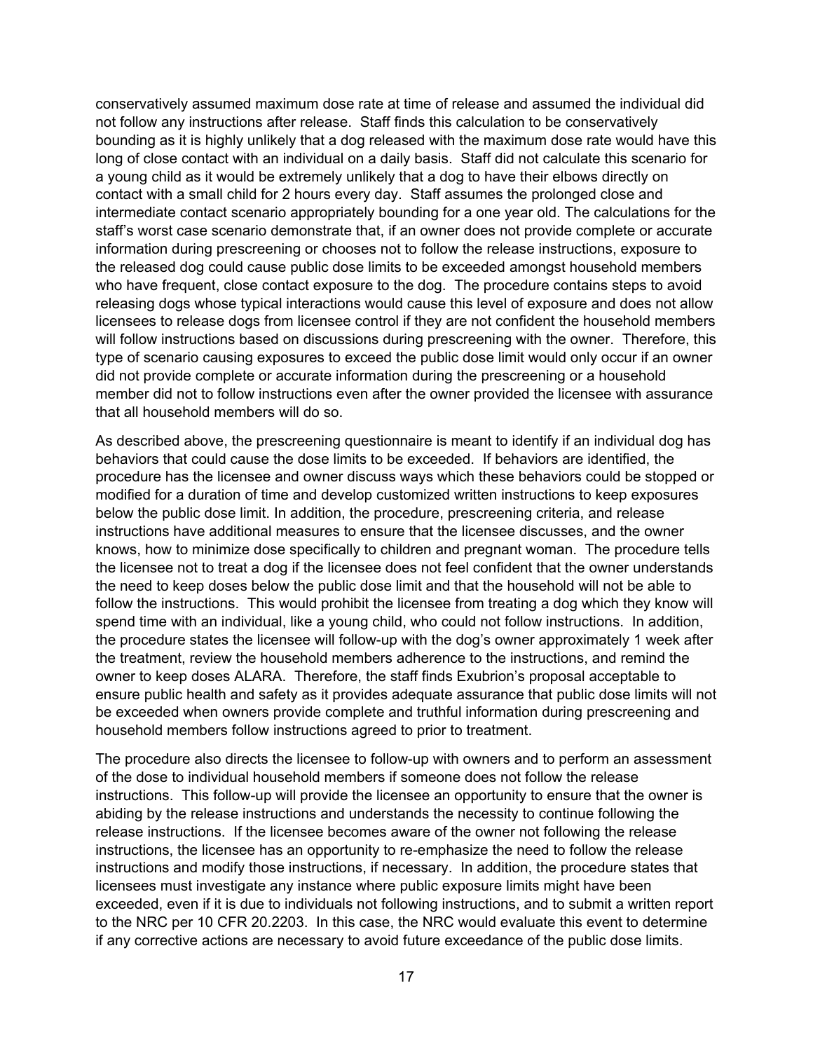conservatively assumed maximum dose rate at time of release and assumed the individual did not follow any instructions after release. Staff finds this calculation to be conservatively bounding as it is highly unlikely that a dog released with the maximum dose rate would have this long of close contact with an individual on a daily basis. Staff did not calculate this scenario for a young child as it would be extremely unlikely that a dog to have their elbows directly on contact with a small child for 2 hours every day. Staff assumes the prolonged close and intermediate contact scenario appropriately bounding for a one year old. The calculations for the staff's worst case scenario demonstrate that, if an owner does not provide complete or accurate information during prescreening or chooses not to follow the release instructions, exposure to the released dog could cause public dose limits to be exceeded amongst household members who have frequent, close contact exposure to the dog. The procedure contains steps to avoid releasing dogs whose typical interactions would cause this level of exposure and does not allow licensees to release dogs from licensee control if they are not confident the household members will follow instructions based on discussions during prescreening with the owner. Therefore, this type of scenario causing exposures to exceed the public dose limit would only occur if an owner did not provide complete or accurate information during the prescreening or a household member did not to follow instructions even after the owner provided the licensee with assurance that all household members will do so.

As described above, the prescreening questionnaire is meant to identify if an individual dog has behaviors that could cause the dose limits to be exceeded. If behaviors are identified, the procedure has the licensee and owner discuss ways which these behaviors could be stopped or modified for a duration of time and develop customized written instructions to keep exposures below the public dose limit. In addition, the procedure, prescreening criteria, and release instructions have additional measures to ensure that the licensee discusses, and the owner knows, how to minimize dose specifically to children and pregnant woman. The procedure tells the licensee not to treat a dog if the licensee does not feel confident that the owner understands the need to keep doses below the public dose limit and that the household will not be able to follow the instructions. This would prohibit the licensee from treating a dog which they know will spend time with an individual, like a young child, who could not follow instructions. In addition, the procedure states the licensee will follow-up with the dog's owner approximately 1 week after the treatment, review the household members adherence to the instructions, and remind the owner to keep doses ALARA. Therefore, the staff finds Exubrion's proposal acceptable to ensure public health and safety as it provides adequate assurance that public dose limits will not be exceeded when owners provide complete and truthful information during prescreening and household members follow instructions agreed to prior to treatment.

The procedure also directs the licensee to follow-up with owners and to perform an assessment of the dose to individual household members if someone does not follow the release instructions. This follow-up will provide the licensee an opportunity to ensure that the owner is abiding by the release instructions and understands the necessity to continue following the release instructions. If the licensee becomes aware of the owner not following the release instructions, the licensee has an opportunity to re-emphasize the need to follow the release instructions and modify those instructions, if necessary. In addition, the procedure states that licensees must investigate any instance where public exposure limits might have been exceeded, even if it is due to individuals not following instructions, and to submit a written report to the NRC per 10 CFR 20.2203. In this case, the NRC would evaluate this event to determine if any corrective actions are necessary to avoid future exceedance of the public dose limits.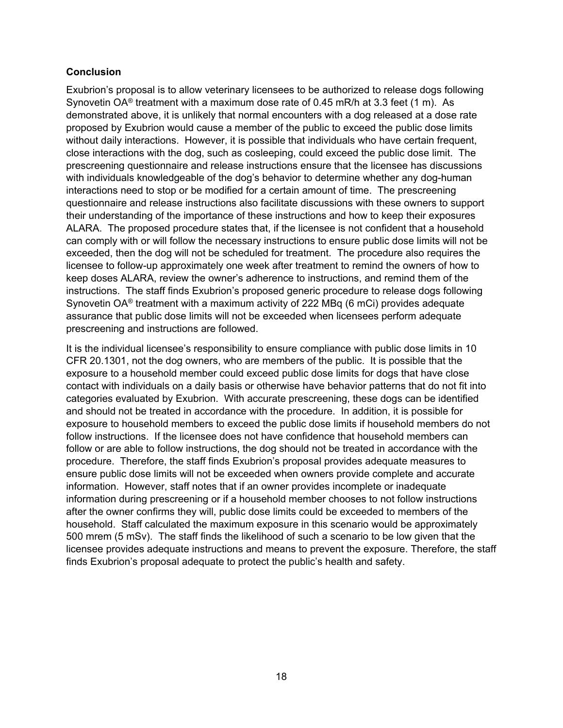**Conclusion**

Exubrion's proposal is to allow veterinary licensees to be authorized to release dogs following Synovetin OA® treatment with a maximum dose rate of 0.45 mR/h at 3.3 feet (1 m). As demonstrated above, it is unlikely that normal encounters with a dog released at a dose rate proposed by Exubrion would cause a member of the public to exceed the public dose limits without daily interactions. However, it is possible that individuals who have certain frequent, close interactions with the dog, such as cosleeping, could exceed the public dose limit. The prescreening questionnaire and release instructions ensure that the licensee has discussions with individuals knowledgeable of the dog's behavior to determine whether any dog-human interactions need to stop or be modified for a certain amount of time. The prescreening questionnaire and release instructions also facilitate discussions with these owners to support their understanding of the importance of these instructions and how to keep their exposures ALARA. The proposed procedure states that, if the licensee is not confident that a household can comply with or will follow the necessary instructions to ensure public dose limits will not be exceeded, then the dog will not be scheduled for treatment. The procedure also requires the licensee to follow-up approximately one week after treatment to remind the owners of how to keep doses ALARA, review the owner's adherence to instructions, and remind them of the instructions. The staff finds Exubrion's proposed generic procedure to release dogs following Synovetin OA® treatment with a maximum activity of 222 MBq (6 mCi) provides adequate assurance that public dose limits will not be exceeded when licensees perform adequate prescreening and instructions are followed.

It is the individual licensee's responsibility to ensure compliance with public dose limits in 10 CFR 20.1301, not the dog owners, who are members of the public. It is possible that the exposure to a household member could exceed public dose limits for dogs that have close contact with individuals on a daily basis or otherwise have behavior patterns that do not fit into categories evaluated by Exubrion. With accurate prescreening, these dogs can be identified and should not be treated in accordance with the procedure. In addition, it is possible for exposure to household members to exceed the public dose limits if household members do not follow instructions. If the licensee does not have confidence that household members can follow or are able to follow instructions, the dog should not be treated in accordance with the procedure. Therefore, the staff finds Exubrion's proposal provides adequate measures to ensure public dose limits will not be exceeded when owners provide complete and accurate information. However, staff notes that if an owner provides incomplete or inadequate information during prescreening or if a household member chooses to not follow instructions after the owner confirms they will, public dose limits could be exceeded to members of the household. Staff calculated the maximum exposure in this scenario would be approximately 500 mrem (5 mSv). The staff finds the likelihood of such a scenario to be low given that the licensee provides adequate instructions and means to prevent the exposure. Therefore, the staff finds Exubrion's proposal adequate to protect the public's health and safety.